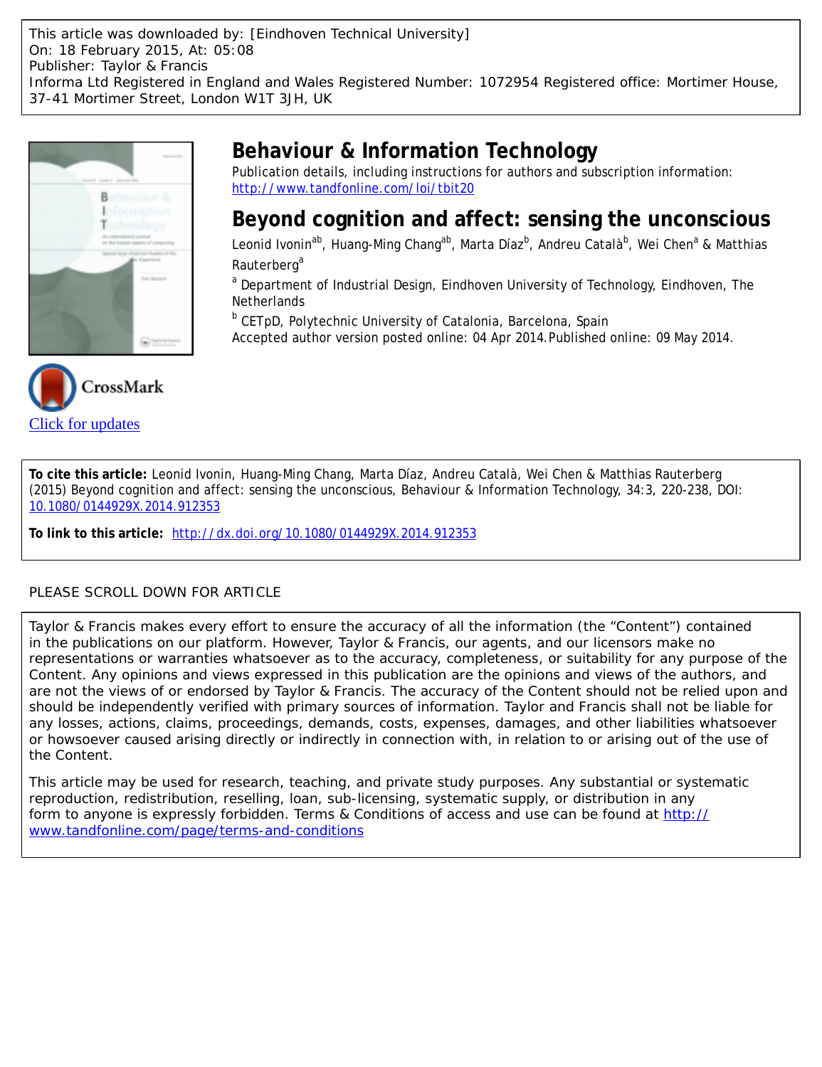This article was downloaded by: [Eindhoven Technical University]
On: 18 February 2015, At: 05:08
Publisher: Taylor & Francis
Informa Ltd Registered in England and Wales Registered Number: 1072954 Registered office: Mortimer House, 37-41 Mortimer Street, London W1T 3JH, UK

# Behaviour & Information Technology

Publication details, including instructions for authors and subscription information:
http://www.tandfonline.com/loi/tbit20

## Beyond cognition and affect: sensing the unconscious

Leonid Ivonin[ab], Huang-Ming Chang[ab], Marta Díaz[b], Andreu Català[b], Wei Chen[a] & Matthias Rauterberg[a]

[a] Department of Industrial Design, Eindhoven University of Technology, Eindhoven, The Netherlands

[b] CETpD, Polytechnic University of Catalonia, Barcelona, Spain

Accepted author version posted online: 04 Apr 2014. Published online: 09 May 2014.

CrossMark

Click for updates

**To cite this article:** Leonid Ivonin, Huang-Ming Chang, Marta Díaz, Andreu Català, Wei Chen & Matthias Rauterberg (2015) Beyond cognition and affect: sensing the unconscious, Behaviour & Information Technology, 34:3, 220-238, DOI: 10.1080/0144929X.2014.912353

**To link to this article:** http://dx.doi.org/10.1080/0144929X.2014.912353

PLEASE SCROLL DOWN FOR ARTICLE

Taylor & Francis makes every effort to ensure the accuracy of all the information (the "Content") contained in the publications on our platform. However, Taylor & Francis, our agents, and our licensors make no representations or warranties whatsoever as to the accuracy, completeness, or suitability for any purpose of the Content. Any opinions and views expressed in this publication are the opinions and views of the authors, and are not the views of or endorsed by Taylor & Francis. The accuracy of the Content should not be relied upon and should be independently verified with primary sources of information. Taylor and Francis shall not be liable for any losses, actions, claims, proceedings, demands, costs, expenses, damages, and other liabilities whatsoever or howsoever caused arising directly or indirectly in connection with, in relation to or arising out of the use of the Content.

This article may be used for research, teaching, and private study purposes. Any substantial or systematic reproduction, redistribution, reselling, loan, sub-licensing, systematic supply, or distribution in any form to anyone is expressly forbidden. Terms & Conditions of access and use can be found at http://www.tandfonline.com/page/terms-and-conditions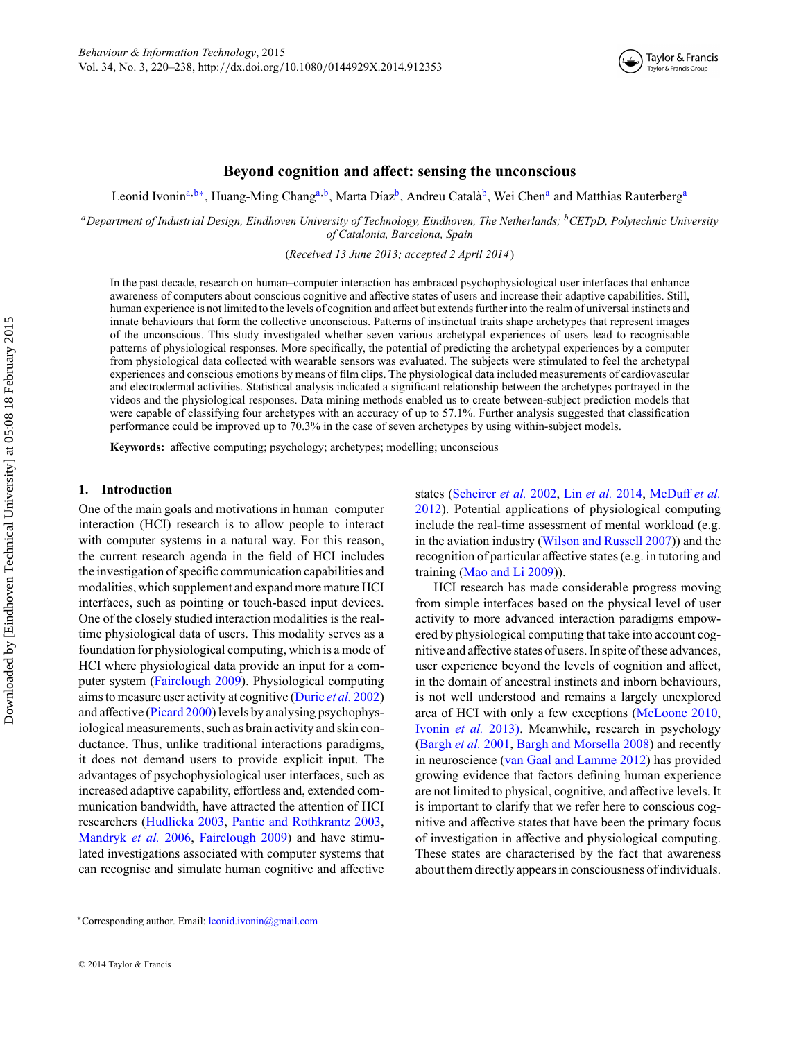# Beyond cognition and affect: sensing the unconscious

Leonid Ivonin[a,b*], Huang-Ming Chang[a,b], Marta Díaz[b], Andreu Català[b], Wei Chen[a] and Matthias Rauterberg[a]

[a]*Department of Industrial Design, Eindhoven University of Technology, Eindhoven, The Netherlands;* [b]*CETpD, Polytechnic University of Catalonia, Barcelona, Spain*

(*Received 13 June 2013; accepted 2 April 2014*)

In the past decade, research on human–computer interaction has embraced psychophysiological user interfaces that enhance awareness of computers about conscious cognitive and affective states of users and increase their adaptive capabilities. Still, human experience is not limited to the levels of cognition and affect but extends further into the realm of universal instincts and innate behaviours that form the collective unconscious. Patterns of instinctual traits shape archetypes that represent images of the unconscious. This study investigated whether seven various archetypal experiences of users lead to recognisable patterns of physiological responses. More specifically, the potential of predicting the archetypal experiences by a computer from physiological data collected with wearable sensors was evaluated. The subjects were stimulated to feel the archetypal experiences and conscious emotions by means of film clips. The physiological data included measurements of cardiovascular and electrodermal activities. Statistical analysis indicated a significant relationship between the archetypes portrayed in the videos and the physiological responses. Data mining methods enabled us to create between-subject prediction models that were capable of classifying four archetypes with an accuracy of up to 57.1%. Further analysis suggested that classification performance could be improved up to 70.3% in the case of seven archetypes by using within-subject models.

**Keywords:** affective computing; psychology; archetypes; modelling; unconscious

## 1. Introduction

One of the main goals and motivations in human–computer interaction (HCI) research is to allow people to interact with computer systems in a natural way. For this reason, the current research agenda in the field of HCI includes the investigation of specific communication capabilities and modalities, which supplement and expand more mature HCI interfaces, such as pointing or touch-based input devices. One of the closely studied interaction modalities is the real-time physiological data of users. This modality serves as a foundation for physiological computing, which is a mode of HCI where physiological data provide an input for a computer system (Fairclough 2009). Physiological computing aims to measure user activity at cognitive (Duric *et al.* 2002) and affective (Picard 2000) levels by analysing psychophysiological measurements, such as brain activity and skin conductance. Thus, unlike traditional interactions paradigms, it does not demand users to provide explicit input. The advantages of psychophysiological user interfaces, such as increased adaptive capability, effortless and, extended communication bandwidth, have attracted the attention of HCI researchers (Hudlicka 2003, Pantic and Rothkrantz 2003, Mandryk *et al.* 2006, Fairclough 2009) and have stimulated investigations associated with computer systems that can recognise and simulate human cognitive and affective states (Scheirer *et al.* 2002, Lin *et al.* 2014, McDuff *et al.* 2012). Potential applications of physiological computing include the real-time assessment of mental workload (e.g. in the aviation industry (Wilson and Russell 2007)) and the recognition of particular affective states (e.g. in tutoring and training (Mao and Li 2009)).

HCI research has made considerable progress moving from simple interfaces based on the physical level of user activity to more advanced interaction paradigms empowered by physiological computing that take into account cognitive and affective states of users. In spite of these advances, user experience beyond the levels of cognition and affect, in the domain of ancestral instincts and inborn behaviours, is not well understood and remains a largely unexplored area of HCI with only a few exceptions (McLoone 2010, Ivonin *et al.* 2013). Meanwhile, research in psychology (Bargh *et al.* 2001, Bargh and Morsella 2008) and recently in neuroscience (van Gaal and Lamme 2012) has provided growing evidence that factors defining human experience are not limited to physical, cognitive, and affective levels. It is important to clarify that we refer here to conscious cognitive and affective states that have been the primary focus of investigation in affective and physiological computing. These states are characterised by the fact that awareness about them directly appears in consciousness of individuals.

*Corresponding author. Email: leonid.ivonin@gmail.com

© 2014 Taylor & Francis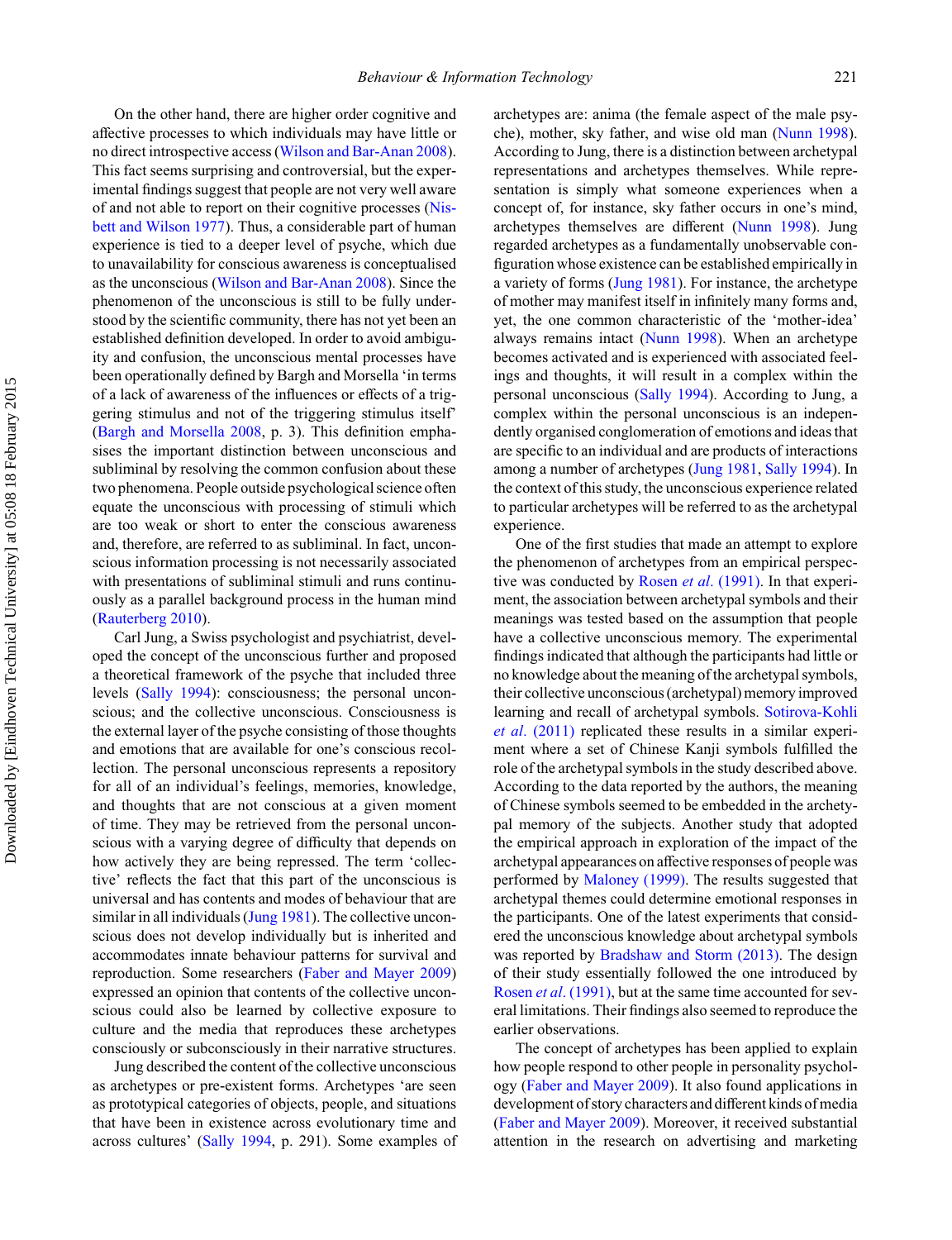On the other hand, there are higher order cognitive and affective processes to which individuals may have little or no direct introspective access (Wilson and Bar-Anan 2008). This fact seems surprising and controversial, but the experimental findings suggest that people are not very well aware of and not able to report on their cognitive processes (Nisbett and Wilson 1977). Thus, a considerable part of human experience is tied to a deeper level of psyche, which due to unavailability for conscious awareness is conceptualised as the unconscious (Wilson and Bar-Anan 2008). Since the phenomenon of the unconscious is still to be fully understood by the scientific community, there has not yet been an established definition developed. In order to avoid ambiguity and confusion, the unconscious mental processes have been operationally defined by Bargh and Morsella 'in terms of a lack of awareness of the influences or effects of a triggering stimulus and not of the triggering stimulus itself' (Bargh and Morsella 2008, p. 3). This definition emphasises the important distinction between unconscious and subliminal by resolving the common confusion about these two phenomena. People outside psychological science often equate the unconscious with processing of stimuli which are too weak or short to enter the conscious awareness and, therefore, are referred to as subliminal. In fact, unconscious information processing is not necessarily associated with presentations of subliminal stimuli and runs continuously as a parallel background process in the human mind (Rauterberg 2010).

Carl Jung, a Swiss psychologist and psychiatrist, developed the concept of the unconscious further and proposed a theoretical framework of the psyche that included three levels (Sally 1994): consciousness; the personal unconscious; and the collective unconscious. Consciousness is the external layer of the psyche consisting of those thoughts and emotions that are available for one's conscious recollection. The personal unconscious represents a repository for all of an individual's feelings, memories, knowledge, and thoughts that are not conscious at a given moment of time. They may be retrieved from the personal unconscious with a varying degree of difficulty that depends on how actively they are being repressed. The term 'collective' reflects the fact that this part of the unconscious is universal and has contents and modes of behaviour that are similar in all individuals (Jung 1981). The collective unconscious does not develop individually but is inherited and accommodates innate behaviour patterns for survival and reproduction. Some researchers (Faber and Mayer 2009) expressed an opinion that contents of the collective unconscious could also be learned by collective exposure to culture and the media that reproduces these archetypes consciously or subconsciously in their narrative structures.

Jung described the content of the collective unconscious as archetypes or pre-existent forms. Archetypes 'are seen as prototypical categories of objects, people, and situations that have been in existence across evolutionary time and across cultures' (Sally 1994, p. 291). Some examples of archetypes are: anima (the female aspect of the male psyche), mother, sky father, and wise old man (Nunn 1998). According to Jung, there is a distinction between archetypal representations and archetypes themselves. While representation is simply what someone experiences when a concept of, for instance, sky father occurs in one's mind, archetypes themselves are different (Nunn 1998). Jung regarded archetypes as a fundamentally unobservable configuration whose existence can be established empirically in a variety of forms (Jung 1981). For instance, the archetype of mother may manifest itself in infinitely many forms and, yet, the one common characteristic of the 'mother-idea' always remains intact (Nunn 1998). When an archetype becomes activated and is experienced with associated feelings and thoughts, it will result in a complex within the personal unconscious (Sally 1994). According to Jung, a complex within the personal unconscious is an independently organised conglomeration of emotions and ideas that are specific to an individual and are products of interactions among a number of archetypes (Jung 1981, Sally 1994). In the context of this study, the unconscious experience related to particular archetypes will be referred to as the archetypal experience.

One of the first studies that made an attempt to explore the phenomenon of archetypes from an empirical perspective was conducted by Rosen *et al*. (1991). In that experiment, the association between archetypal symbols and their meanings was tested based on the assumption that people have a collective unconscious memory. The experimental findings indicated that although the participants had little or no knowledge about the meaning of the archetypal symbols, their collective unconscious (archetypal) memory improved learning and recall of archetypal symbols. Sotirova-Kohli *et al*. (2011) replicated these results in a similar experiment where a set of Chinese Kanji symbols fulfilled the role of the archetypal symbols in the study described above. According to the data reported by the authors, the meaning of Chinese symbols seemed to be embedded in the archetypal memory of the subjects. Another study that adopted the empirical approach in exploration of the impact of the archetypal appearances on affective responses of people was performed by Maloney (1999). The results suggested that archetypal themes could determine emotional responses in the participants. One of the latest experiments that considered the unconscious knowledge about archetypal symbols was reported by Bradshaw and Storm (2013). The design of their study essentially followed the one introduced by Rosen *et al*. (1991), but at the same time accounted for several limitations. Their findings also seemed to reproduce the earlier observations.

The concept of archetypes has been applied to explain how people respond to other people in personality psychology (Faber and Mayer 2009). It also found applications in development of story characters and different kinds of media (Faber and Mayer 2009). Moreover, it received substantial attention in the research on advertising and marketing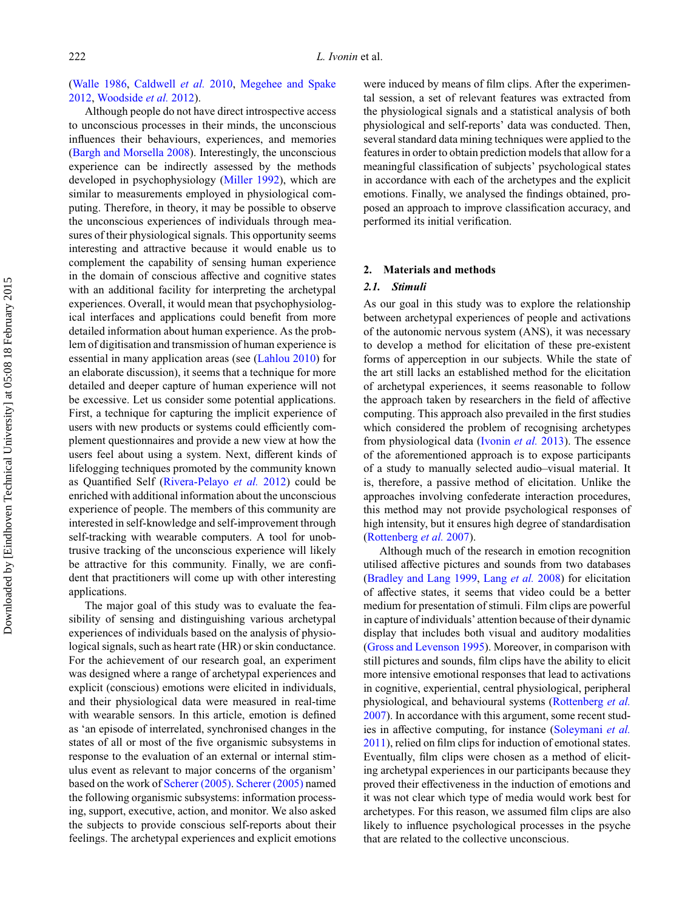(Walle 1986, Caldwell *et al.* 2010, Megehee and Spake 2012, Woodside *et al.* 2012).

Although people do not have direct introspective access to unconscious processes in their minds, the unconscious influences their behaviours, experiences, and memories (Bargh and Morsella 2008). Interestingly, the unconscious experience can be indirectly assessed by the methods developed in psychophysiology (Miller 1992), which are similar to measurements employed in physiological computing. Therefore, in theory, it may be possible to observe the unconscious experiences of individuals through measures of their physiological signals. This opportunity seems interesting and attractive because it would enable us to complement the capability of sensing human experience in the domain of conscious affective and cognitive states with an additional facility for interpreting the archetypal experiences. Overall, it would mean that psychophysiological interfaces and applications could benefit from more detailed information about human experience. As the problem of digitisation and transmission of human experience is essential in many application areas (see (Lahlou 2010) for an elaborate discussion), it seems that a technique for more detailed and deeper capture of human experience will not be excessive. Let us consider some potential applications. First, a technique for capturing the implicit experience of users with new products or systems could efficiently complement questionnaires and provide a new view at how the users feel about using a system. Next, different kinds of lifelogging techniques promoted by the community known as Quantified Self (Rivera-Pelayo *et al.* 2012) could be enriched with additional information about the unconscious experience of people. The members of this community are interested in self-knowledge and self-improvement through self-tracking with wearable computers. A tool for unobtrusive tracking of the unconscious experience will likely be attractive for this community. Finally, we are confident that practitioners will come up with other interesting applications.

The major goal of this study was to evaluate the feasibility of sensing and distinguishing various archetypal experiences of individuals based on the analysis of physiological signals, such as heart rate (HR) or skin conductance. For the achievement of our research goal, an experiment was designed where a range of archetypal experiences and explicit (conscious) emotions were elicited in individuals, and their physiological data were measured in real-time with wearable sensors. In this article, emotion is defined as 'an episode of interrelated, synchronised changes in the states of all or most of the five organismic subsystems in response to the evaluation of an external or internal stimulus event as relevant to major concerns of the organism' based on the work of Scherer (2005). Scherer (2005) named the following organismic subsystems: information processing, support, executive, action, and monitor. We also asked the subjects to provide conscious self-reports about their feelings. The archetypal experiences and explicit emotions were induced by means of film clips. After the experimental session, a set of relevant features was extracted from the physiological signals and a statistical analysis of both physiological and self-reports' data was conducted. Then, several standard data mining techniques were applied to the features in order to obtain prediction models that allow for a meaningful classification of subjects' psychological states in accordance with each of the archetypes and the explicit emotions. Finally, we analysed the findings obtained, proposed an approach to improve classification accuracy, and performed its initial verification.

## 2. Materials and methods

### 2.1. Stimuli

As our goal in this study was to explore the relationship between archetypal experiences of people and activations of the autonomic nervous system (ANS), it was necessary to develop a method for elicitation of these pre-existent forms of apperception in our subjects. While the state of the art still lacks an established method for the elicitation of archetypal experiences, it seems reasonable to follow the approach taken by researchers in the field of affective computing. This approach also prevailed in the first studies which considered the problem of recognising archetypes from physiological data (Ivonin *et al.* 2013). The essence of the aforementioned approach is to expose participants of a study to manually selected audio–visual material. It is, therefore, a passive method of elicitation. Unlike the approaches involving confederate interaction procedures, this method may not provide psychological responses of high intensity, but it ensures high degree of standardisation (Rottenberg *et al.* 2007).

Although much of the research in emotion recognition utilised affective pictures and sounds from two databases (Bradley and Lang 1999, Lang *et al.* 2008) for elicitation of affective states, it seems that video could be a better medium for presentation of stimuli. Film clips are powerful in capture of individuals' attention because of their dynamic display that includes both visual and auditory modalities (Gross and Levenson 1995). Moreover, in comparison with still pictures and sounds, film clips have the ability to elicit more intensive emotional responses that lead to activations in cognitive, experiential, central physiological, peripheral physiological, and behavioural systems (Rottenberg *et al.* 2007). In accordance with this argument, some recent studies in affective computing, for instance (Soleymani *et al.* 2011), relied on film clips for induction of emotional states. Eventually, film clips were chosen as a method of eliciting archetypal experiences in our participants because they proved their effectiveness in the induction of emotions and it was not clear which type of media would work best for archetypes. For this reason, we assumed film clips are also likely to influence psychological processes in the psyche that are related to the collective unconscious.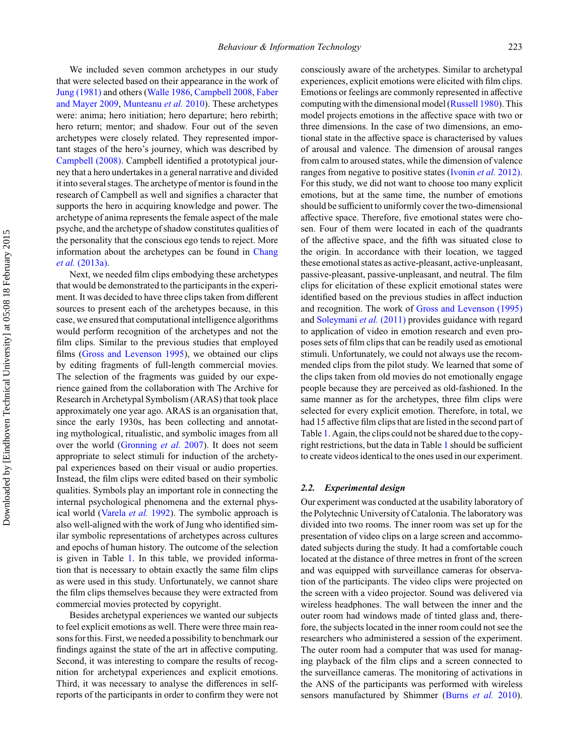We included seven common archetypes in our study that were selected based on their appearance in the work of Jung (1981) and others (Walle 1986, Campbell 2008, Faber and Mayer 2009, Munteanu *et al.* 2010). These archetypes were: anima; hero initiation; hero departure; hero rebirth; hero return; mentor; and shadow. Four out of the seven archetypes were closely related. They represented important stages of the hero's journey, which was described by Campbell (2008). Campbell identified a prototypical journey that a hero undertakes in a general narrative and divided it into several stages. The archetype of mentor is found in the research of Campbell as well and signifies a character that supports the hero in acquiring knowledge and power. The archetype of anima represents the female aspect of the male psyche, and the archetype of shadow constitutes qualities of the personality that the conscious ego tends to reject. More information about the archetypes can be found in Chang *et al.* (2013a).

Next, we needed film clips embodying these archetypes that would be demonstrated to the participants in the experiment. It was decided to have three clips taken from different sources to present each of the archetypes because, in this case, we ensured that computational intelligence algorithms would perform recognition of the archetypes and not the film clips. Similar to the previous studies that employed films (Gross and Levenson 1995), we obtained our clips by editing fragments of full-length commercial movies. The selection of the fragments was guided by our experience gained from the collaboration with The Archive for Research in Archetypal Symbolism (ARAS) that took place approximately one year ago. ARAS is an organisation that, since the early 1930s, has been collecting and annotating mythological, ritualistic, and symbolic images from all over the world (Gronning *et al.* 2007). It does not seem appropriate to select stimuli for induction of the archetypal experiences based on their visual or audio properties. Instead, the film clips were edited based on their symbolic qualities. Symbols play an important role in connecting the internal psychological phenomena and the external physical world (Varela *et al.* 1992). The symbolic approach is also well-aligned with the work of Jung who identified similar symbolic representations of archetypes across cultures and epochs of human history. The outcome of the selection is given in Table 1. In this table, we provided information that is necessary to obtain exactly the same film clips as were used in this study. Unfortunately, we cannot share the film clips themselves because they were extracted from commercial movies protected by copyright.

Besides archetypal experiences we wanted our subjects to feel explicit emotions as well. There were three main reasons for this. First, we needed a possibility to benchmark our findings against the state of the art in affective computing. Second, it was interesting to compare the results of recognition for archetypal experiences and explicit emotions. Third, it was necessary to analyse the differences in self-reports of the participants in order to confirm they were not consciously aware of the archetypes. Similar to archetypal experiences, explicit emotions were elicited with film clips. Emotions or feelings are commonly represented in affective computing with the dimensional model (Russell 1980). This model projects emotions in the affective space with two or three dimensions. In the case of two dimensions, an emotional state in the affective space is characterised by values of arousal and valence. The dimension of arousal ranges from calm to aroused states, while the dimension of valence ranges from negative to positive states (Ivonin *et al.* 2012). For this study, we did not want to choose too many explicit emotions, but at the same time, the number of emotions should be sufficient to uniformly cover the two-dimensional affective space. Therefore, five emotional states were chosen. Four of them were located in each of the quadrants of the affective space, and the fifth was situated close to the origin. In accordance with their location, we tagged these emotional states as active-pleasant, active-unpleasant, passive-pleasant, passive-unpleasant, and neutral. The film clips for elicitation of these explicit emotional states were identified based on the previous studies in affect induction and recognition. The work of Gross and Levenson (1995) and Soleymani *et al.* (2011) provides guidance with regard to application of video in emotion research and even proposes sets of film clips that can be readily used as emotional stimuli. Unfortunately, we could not always use the recommended clips from the pilot study. We learned that some of the clips taken from old movies do not emotionally engage people because they are perceived as old-fashioned. In the same manner as for the archetypes, three film clips were selected for every explicit emotion. Therefore, in total, we had 15 affective film clips that are listed in the second part of Table 1. Again, the clips could not be shared due to the copyright restrictions, but the data in Table 1 should be sufficient to create videos identical to the ones used in our experiment.

### 2.2. Experimental design

Our experiment was conducted at the usability laboratory of the Polytechnic University of Catalonia. The laboratory was divided into two rooms. The inner room was set up for the presentation of video clips on a large screen and accommodated subjects during the study. It had a comfortable couch located at the distance of three metres in front of the screen and was equipped with surveillance cameras for observation of the participants. The video clips were projected on the screen with a video projector. Sound was delivered via wireless headphones. The wall between the inner and the outer room had windows made of tinted glass and, therefore, the subjects located in the inner room could not see the researchers who administered a session of the experiment. The outer room had a computer that was used for managing playback of the film clips and a screen connected to the surveillance cameras. The monitoring of activations in the ANS of the participants was performed with wireless sensors manufactured by Shimmer (Burns *et al.* 2010).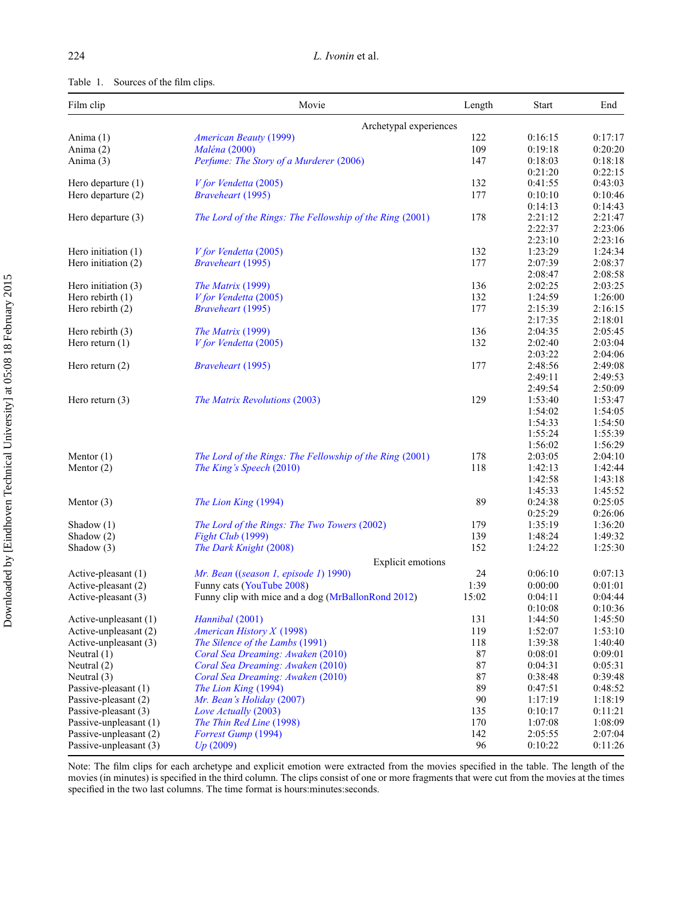Table 1. Sources of the film clips.

| Film clip | Movie | Length | Start | End |
|---|---|---|---|---|
| | Archetypal experiences | | | |
| Anima (1) | *American Beauty* (1999) | 122 | 0:16:15 | 0:17:17 |
| Anima (2) | *Maléna* (2000) | 109 | 0:19:18 | 0:20:20 |
| Anima (3) | *Perfume: The Story of a Murderer* (2006) | 147 | 0:18:03 | 0:18:18 |
| | | | 0:21:20 | 0:22:15 |
| Hero departure (1) | *V for Vendetta* (2005) | 132 | 0:41:55 | 0:43:03 |
| Hero departure (2) | *Braveheart* (1995) | 177 | 0:10:10 | 0:10:46 |
| | | | 0:14:13 | 0:14:43 |
| Hero departure (3) | *The Lord of the Rings: The Fellowship of the Ring* (2001) | 178 | 2:21:12 | 2:21:47 |
| | | | 2:22:37 | 2:23:06 |
| | | | 2:23:10 | 2:23:16 |
| Hero initiation (1) | *V for Vendetta* (2005) | 132 | 1:23:29 | 1:24:34 |
| Hero initiation (2) | *Braveheart* (1995) | 177 | 2:07:39 | 2:08:37 |
| | | | 2:08:47 | 2:08:58 |
| Hero initiation (3) | *The Matrix* (1999) | 136 | 2:02:25 | 2:03:25 |
| Hero rebirth (1) | *V for Vendetta* (2005) | 132 | 1:24:59 | 1:26:00 |
| Hero rebirth (2) | *Braveheart* (1995) | 177 | 2:15:39 | 2:16:15 |
| | | | 2:17:35 | 2:18:01 |
| Hero rebirth (3) | *The Matrix* (1999) | 136 | 2:04:35 | 2:05:45 |
| Hero return (1) | *V for Vendetta* (2005) | 132 | 2:02:40 | 2:03:04 |
| | | | 2:03:22 | 2:04:06 |
| Hero return (2) | *Braveheart* (1995) | 177 | 2:48:56 | 2:49:08 |
| | | | 2:49:11 | 2:49:53 |
| | | | 2:49:54 | 2:50:09 |
| Hero return (3) | *The Matrix Revolutions* (2003) | 129 | 1:53:40 | 1:53:47 |
| | | | 1:54:02 | 1:54:05 |
| | | | 1:54:33 | 1:54:50 |
| | | | 1:55:24 | 1:55:39 |
| | | | 1:56:02 | 1:56:29 |
| Mentor (1) | *The Lord of the Rings: The Fellowship of the Ring* (2001) | 178 | 2:03:05 | 2:04:10 |
| Mentor (2) | *The King's Speech* (2010) | 118 | 1:42:13 | 1:42:44 |
| | | | 1:42:58 | 1:43:18 |
| | | | 1:45:33 | 1:45:52 |
| Mentor (3) | *The Lion King* (1994) | 89 | 0:24:38 | 0:25:05 |
| | | | 0:25:29 | 0:26:06 |
| Shadow (1) | *The Lord of the Rings: The Two Towers* (2002) | 179 | 1:35:19 | 1:36:20 |
| Shadow (2) | *Fight Club* (1999) | 139 | 1:48:24 | 1:49:32 |
| Shadow (3) | *The Dark Knight* (2008) | 152 | 1:24:22 | 1:25:30 |
| | Explicit emotions | | | |
| Active-pleasant (1) | *Mr. Bean ((season 1, episode 1)* 1990) | 24 | 0:06:10 | 0:07:13 |
| Active-pleasant (2) | Funny cats (YouTube 2008) | 1:39 | 0:00:00 | 0:01:01 |
| Active-pleasant (3) | Funny clip with mice and a dog (MrBallonRond 2012) | 15:02 | 0:04:11 | 0:04:44 |
| | | | 0:10:08 | 0:10:36 |
| Active-unpleasant (1) | *Hannibal* (2001) | 131 | 1:44:50 | 1:45:50 |
| Active-unpleasant (2) | *American History X* (1998) | 119 | 1:52:07 | 1:53:10 |
| Active-unpleasant (3) | *The Silence of the Lambs* (1991) | 118 | 1:39:38 | 1:40:40 |
| Neutral (1) | *Coral Sea Dreaming: Awaken* (2010) | 87 | 0:08:01 | 0:09:01 |
| Neutral (2) | *Coral Sea Dreaming: Awaken* (2010) | 87 | 0:04:31 | 0:05:31 |
| Neutral (3) | *Coral Sea Dreaming: Awaken* (2010) | 87 | 0:38:48 | 0:39:48 |
| Passive-pleasant (1) | *The Lion King* (1994) | 89 | 0:47:51 | 0:48:52 |
| Passive-pleasant (2) | *Mr. Bean's Holiday* (2007) | 90 | 1:17:19 | 1:18:19 |
| Passive-pleasant (3) | *Love Actually* (2003) | 135 | 0:10:17 | 0:11:21 |
| Passive-unpleasant (1) | *The Thin Red Line* (1998) | 170 | 1:07:08 | 1:08:09 |
| Passive-unpleasant (2) | *Forrest Gump* (1994) | 142 | 2:05:55 | 2:07:04 |
| Passive-unpleasant (3) | *Up* (2009) | 96 | 0:10:22 | 0:11:26 |

Note: The film clips for each archetype and explicit emotion were extracted from the movies specified in the table. The length of the movies (in minutes) is specified in the third column. The clips consist of one or more fragments that were cut from the movies at the times specified in the two last columns. The time format is hours:minutes:seconds.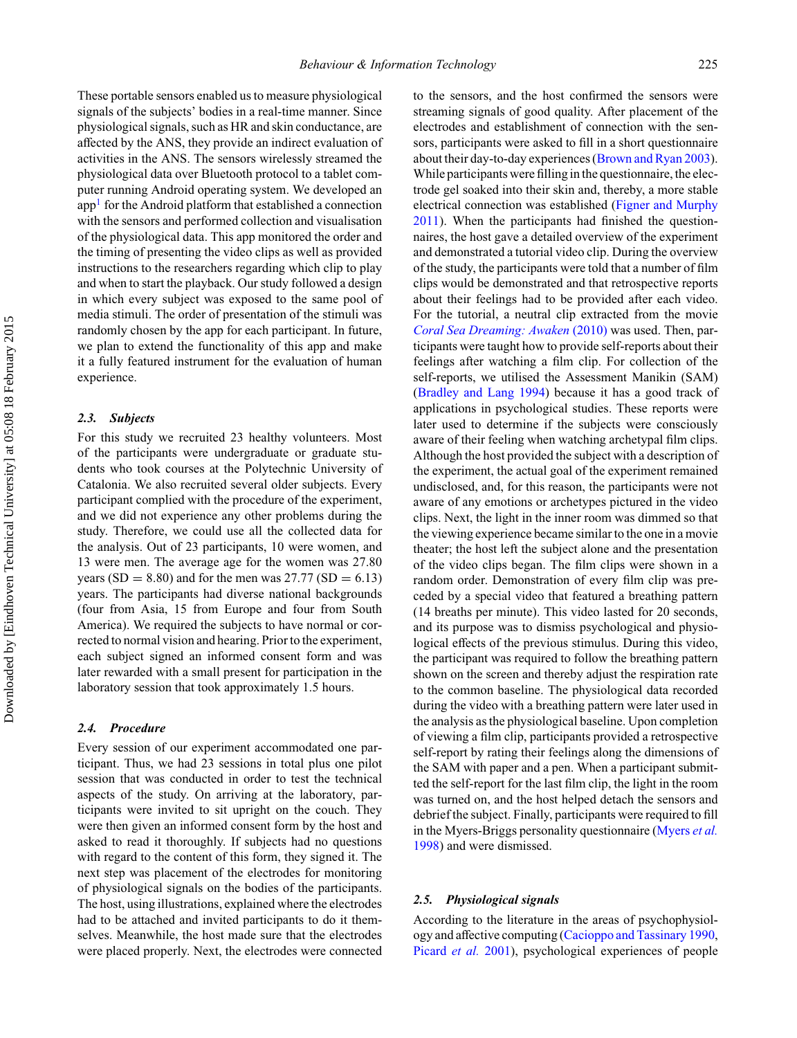These portable sensors enabled us to measure physiological signals of the subjects' bodies in a real-time manner. Since physiological signals, such as HR and skin conductance, are affected by the ANS, they provide an indirect evaluation of activities in the ANS. The sensors wirelessly streamed the physiological data over Bluetooth protocol to a tablet computer running Android operating system. We developed an app[1] for the Android platform that established a connection with the sensors and performed collection and visualisation of the physiological data. This app monitored the order and the timing of presenting the video clips as well as provided instructions to the researchers regarding which clip to play and when to start the playback. Our study followed a design in which every subject was exposed to the same pool of media stimuli. The order of presentation of the stimuli was randomly chosen by the app for each participant. In future, we plan to extend the functionality of this app and make it a fully featured instrument for the evaluation of human experience.

### 2.3. *Subjects*

For this study we recruited 23 healthy volunteers. Most of the participants were undergraduate or graduate students who took courses at the Polytechnic University of Catalonia. We also recruited several older subjects. Every participant complied with the procedure of the experiment, and we did not experience any other problems during the study. Therefore, we could use all the collected data for the analysis. Out of 23 participants, 10 were women, and 13 were men. The average age for the women was 27.80 years (SD = 8.80) and for the men was 27.77 (SD = 6.13) years. The participants had diverse national backgrounds (four from Asia, 15 from Europe and four from South America). We required the subjects to have normal or corrected to normal vision and hearing. Prior to the experiment, each subject signed an informed consent form and was later rewarded with a small present for participation in the laboratory session that took approximately 1.5 hours.

### 2.4. *Procedure*

Every session of our experiment accommodated one participant. Thus, we had 23 sessions in total plus one pilot session that was conducted in order to test the technical aspects of the study. On arriving at the laboratory, participants were invited to sit upright on the couch. They were then given an informed consent form by the host and asked to read it thoroughly. If subjects had no questions with regard to the content of this form, they signed it. The next step was placement of the electrodes for monitoring of physiological signals on the bodies of the participants. The host, using illustrations, explained where the electrodes had to be attached and invited participants to do it themselves. Meanwhile, the host made sure that the electrodes were placed properly. Next, the electrodes were connected to the sensors, and the host confirmed the sensors were streaming signals of good quality. After placement of the electrodes and establishment of connection with the sensors, participants were asked to fill in a short questionnaire about their day-to-day experiences (Brown and Ryan 2003). While participants were filling in the questionnaire, the electrode gel soaked into their skin and, thereby, a more stable electrical connection was established (Figner and Murphy 2011). When the participants had finished the questionnaires, the host gave a detailed overview of the experiment and demonstrated a tutorial video clip. During the overview of the study, the participants were told that a number of film clips would be demonstrated and that retrospective reports about their feelings had to be provided after each video. For the tutorial, a neutral clip extracted from the movie *Coral Sea Dreaming: Awaken* (2010) was used. Then, participants were taught how to provide self-reports about their feelings after watching a film clip. For collection of the self-reports, we utilised the Assessment Manikin (SAM) (Bradley and Lang 1994) because it has a good track of applications in psychological studies. These reports were later used to determine if the subjects were consciously aware of their feeling when watching archetypal film clips. Although the host provided the subject with a description of the experiment, the actual goal of the experiment remained undisclosed, and, for this reason, the participants were not aware of any emotions or archetypes pictured in the video clips. Next, the light in the inner room was dimmed so that the viewing experience became similar to the one in a movie theater; the host left the subject alone and the presentation of the video clips began. The film clips were shown in a random order. Demonstration of every film clip was preceded by a special video that featured a breathing pattern (14 breaths per minute). This video lasted for 20 seconds, and its purpose was to dismiss psychological and physiological effects of the previous stimulus. During this video, the participant was required to follow the breathing pattern shown on the screen and thereby adjust the respiration rate to the common baseline. The physiological data recorded during the video with a breathing pattern were later used in the analysis as the physiological baseline. Upon completion of viewing a film clip, participants provided a retrospective self-report by rating their feelings along the dimensions of the SAM with paper and a pen. When a participant submitted the self-report for the last film clip, the light in the room was turned on, and the host helped detach the sensors and debrief the subject. Finally, participants were required to fill in the Myers-Briggs personality questionnaire (Myers *et al.* 1998) and were dismissed.

### 2.5. *Physiological signals*

According to the literature in the areas of psychophysiology and affective computing (Cacioppo and Tassinary 1990, Picard *et al.* 2001), psychological experiences of people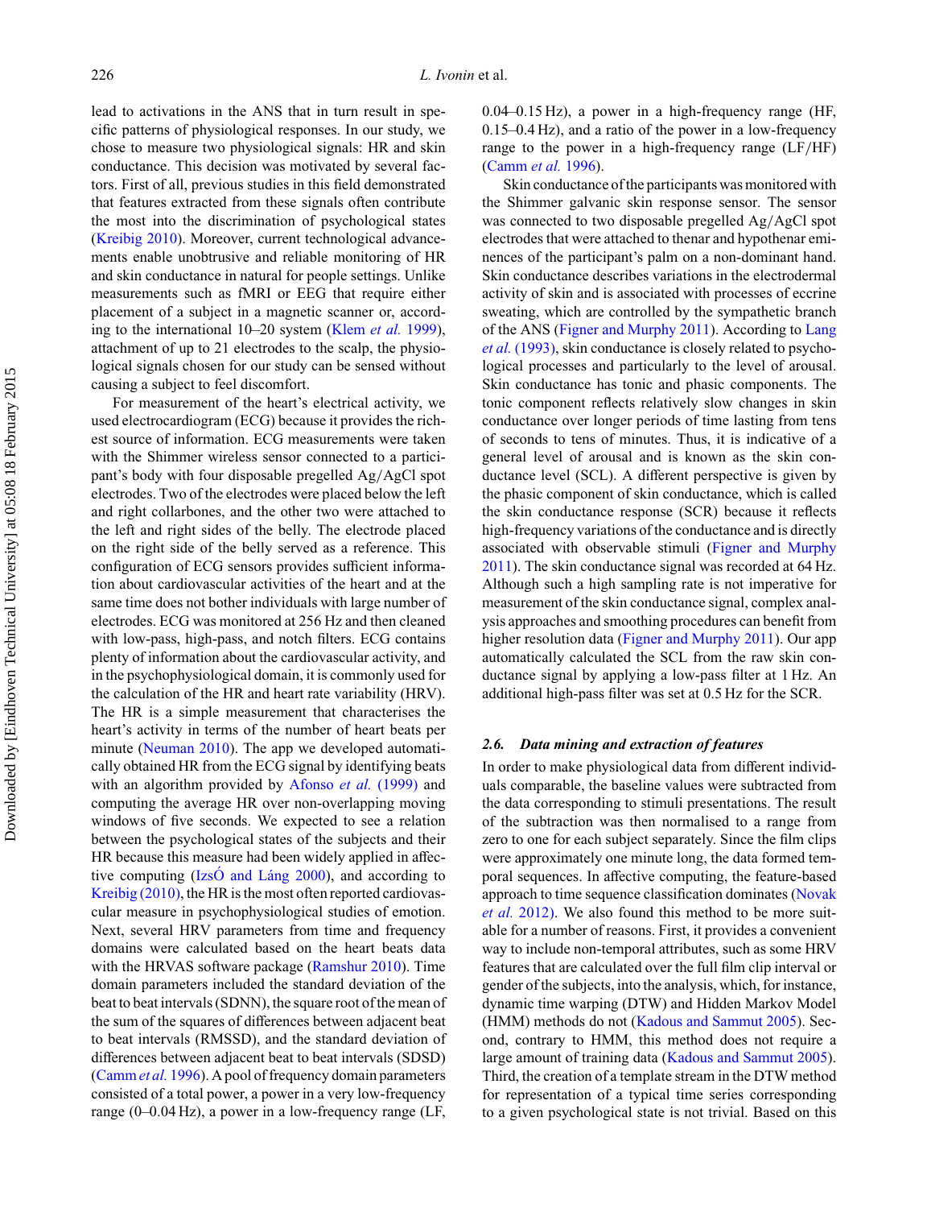lead to activations in the ANS that in turn result in specific patterns of physiological responses. In our study, we chose to measure two physiological signals: HR and skin conductance. This decision was motivated by several factors. First of all, previous studies in this field demonstrated that features extracted from these signals often contribute the most into the discrimination of psychological states (Kreibig 2010). Moreover, current technological advancements enable unobtrusive and reliable monitoring of HR and skin conductance in natural for people settings. Unlike measurements such as fMRI or EEG that require either placement of a subject in a magnetic scanner or, according to the international 10–20 system (Klem *et al.* 1999), attachment of up to 21 electrodes to the scalp, the physiological signals chosen for our study can be sensed without causing a subject to feel discomfort.

For measurement of the heart's electrical activity, we used electrocardiogram (ECG) because it provides the richest source of information. ECG measurements were taken with the Shimmer wireless sensor connected to a participant's body with four disposable pregelled Ag/AgCl spot electrodes. Two of the electrodes were placed below the left and right collarbones, and the other two were attached to the left and right sides of the belly. The electrode placed on the right side of the belly served as a reference. This configuration of ECG sensors provides sufficient information about cardiovascular activities of the heart and at the same time does not bother individuals with large number of electrodes. ECG was monitored at 256 Hz and then cleaned with low-pass, high-pass, and notch filters. ECG contains plenty of information about the cardiovascular activity, and in the psychophysiological domain, it is commonly used for the calculation of the HR and heart rate variability (HRV). The HR is a simple measurement that characterises the heart's activity in terms of the number of heart beats per minute (Neuman 2010). The app we developed automatically obtained HR from the ECG signal by identifying beats with an algorithm provided by Afonso *et al.* (1999) and computing the average HR over non-overlapping moving windows of five seconds. We expected to see a relation between the psychological states of the subjects and their HR because this measure had been widely applied in affective computing (IzsÓ and Láng 2000), and according to Kreibig (2010), the HR is the most often reported cardiovascular measure in psychophysiological studies of emotion. Next, several HRV parameters from time and frequency domains were calculated based on the heart beats data with the HRVAS software package (Ramshur 2010). Time domain parameters included the standard deviation of the beat to beat intervals (SDNN), the square root of the mean of the sum of the squares of differences between adjacent beat to beat intervals (RMSSD), and the standard deviation of differences between adjacent beat to beat intervals (SDSD) (Camm *et al.* 1996). A pool of frequency domain parameters consisted of a total power, a power in a very low-frequency range (0–0.04 Hz), a power in a low-frequency range (LF, 0.04–0.15 Hz), a power in a high-frequency range (HF, 0.15–0.4 Hz), and a ratio of the power in a low-frequency range to the power in a high-frequency range (LF/HF) (Camm *et al.* 1996).

Skin conductance of the participants was monitored with the Shimmer galvanic skin response sensor. The sensor was connected to two disposable pregelled Ag/AgCl spot electrodes that were attached to thenar and hypothenar eminences of the participant's palm on a non-dominant hand. Skin conductance describes variations in the electrodermal activity of skin and is associated with processes of eccrine sweating, which are controlled by the sympathetic branch of the ANS (Figner and Murphy 2011). According to Lang *et al.* (1993), skin conductance is closely related to psychological processes and particularly to the level of arousal. Skin conductance has tonic and phasic components. The tonic component reflects relatively slow changes in skin conductance over longer periods of time lasting from tens of seconds to tens of minutes. Thus, it is indicative of a general level of arousal and is known as the skin conductance level (SCL). A different perspective is given by the phasic component of skin conductance, which is called the skin conductance response (SCR) because it reflects high-frequency variations of the conductance and is directly associated with observable stimuli (Figner and Murphy 2011). The skin conductance signal was recorded at 64 Hz. Although such a high sampling rate is not imperative for measurement of the skin conductance signal, complex analysis approaches and smoothing procedures can benefit from higher resolution data (Figner and Murphy 2011). Our app automatically calculated the SCL from the raw skin conductance signal by applying a low-pass filter at 1 Hz. An additional high-pass filter was set at 0.5 Hz for the SCR.

### 2.6. *Data mining and extraction of features*

In order to make physiological data from different individuals comparable, the baseline values were subtracted from the data corresponding to stimuli presentations. The result of the subtraction was then normalised to a range from zero to one for each subject separately. Since the film clips were approximately one minute long, the data formed temporal sequences. In affective computing, the feature-based approach to time sequence classification dominates (Novak *et al.* 2012). We also found this method to be more suitable for a number of reasons. First, it provides a convenient way to include non-temporal attributes, such as some HRV features that are calculated over the full film clip interval or gender of the subjects, into the analysis, which, for instance, dynamic time warping (DTW) and Hidden Markov Model (HMM) methods do not (Kadous and Sammut 2005). Second, contrary to HMM, this method does not require a large amount of training data (Kadous and Sammut 2005). Third, the creation of a template stream in the DTW method for representation of a typical time series corresponding to a given psychological state is not trivial. Based on this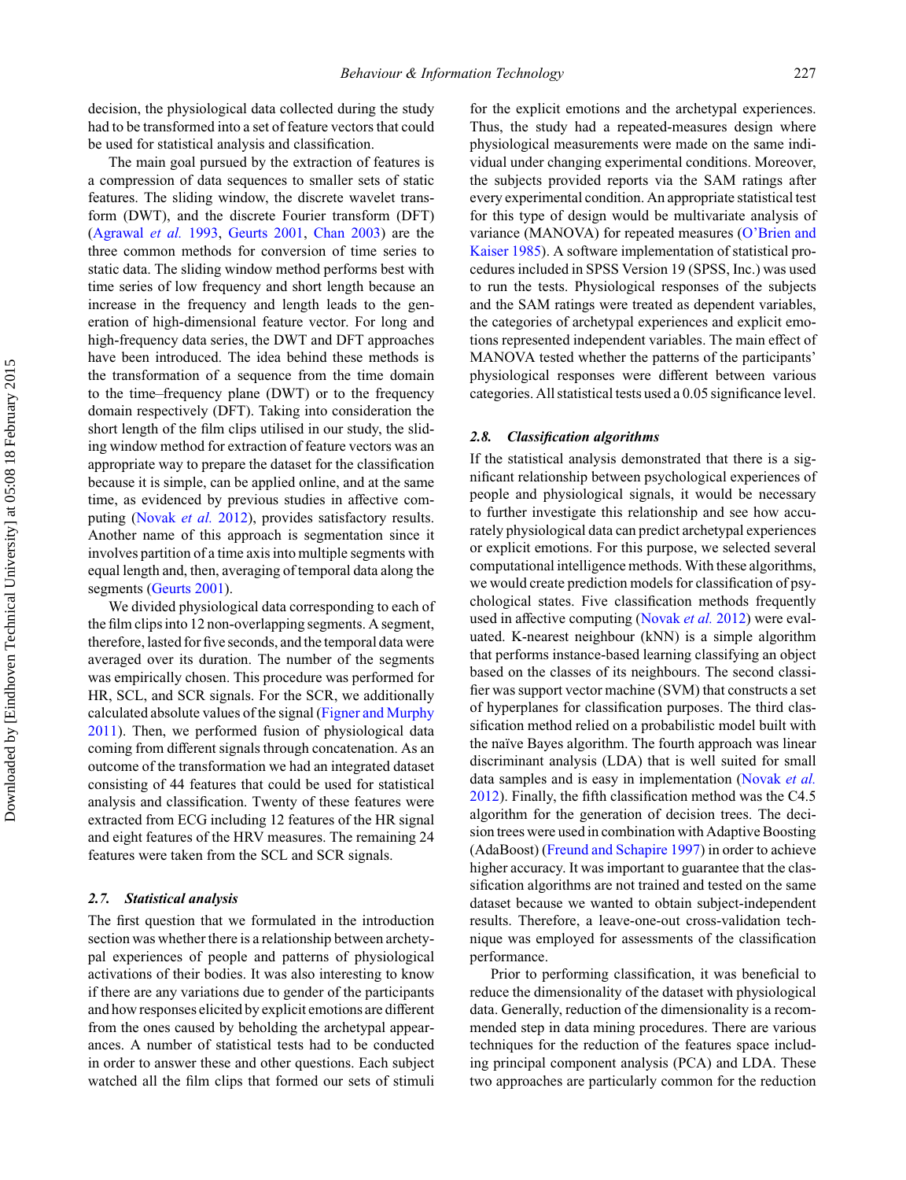decision, the physiological data collected during the study had to be transformed into a set of feature vectors that could be used for statistical analysis and classification.

The main goal pursued by the extraction of features is a compression of data sequences to smaller sets of static features. The sliding window, the discrete wavelet transform (DWT), and the discrete Fourier transform (DFT) (Agrawal *et al.* 1993, Geurts 2001, Chan 2003) are the three common methods for conversion of time series to static data. The sliding window method performs best with time series of low frequency and short length because an increase in the frequency and length leads to the generation of high-dimensional feature vector. For long and high-frequency data series, the DWT and DFT approaches have been introduced. The idea behind these methods is the transformation of a sequence from the time domain to the time–frequency plane (DWT) or to the frequency domain respectively (DFT). Taking into consideration the short length of the film clips utilised in our study, the sliding window method for extraction of feature vectors was an appropriate way to prepare the dataset for the classification because it is simple, can be applied online, and at the same time, as evidenced by previous studies in affective computing (Novak *et al.* 2012), provides satisfactory results. Another name of this approach is segmentation since it involves partition of a time axis into multiple segments with equal length and, then, averaging of temporal data along the segments (Geurts 2001).

We divided physiological data corresponding to each of the film clips into 12 non-overlapping segments. A segment, therefore, lasted for five seconds, and the temporal data were averaged over its duration. The number of the segments was empirically chosen. This procedure was performed for HR, SCL, and SCR signals. For the SCR, we additionally calculated absolute values of the signal (Figner and Murphy 2011). Then, we performed fusion of physiological data coming from different signals through concatenation. As an outcome of the transformation we had an integrated dataset consisting of 44 features that could be used for statistical analysis and classification. Twenty of these features were extracted from ECG including 12 features of the HR signal and eight features of the HRV measures. The remaining 24 features were taken from the SCL and SCR signals.

### 2.7. *Statistical analysis*

The first question that we formulated in the introduction section was whether there is a relationship between archetypal experiences of people and patterns of physiological activations of their bodies. It was also interesting to know if there are any variations due to gender of the participants and how responses elicited by explicit emotions are different from the ones caused by beholding the archetypal appearances. A number of statistical tests had to be conducted in order to answer these and other questions. Each subject watched all the film clips that formed our sets of stimuli for the explicit emotions and the archetypal experiences. Thus, the study had a repeated-measures design where physiological measurements were made on the same individual under changing experimental conditions. Moreover, the subjects provided reports via the SAM ratings after every experimental condition. An appropriate statistical test for this type of design would be multivariate analysis of variance (MANOVA) for repeated measures (O'Brien and Kaiser 1985). A software implementation of statistical procedures included in SPSS Version 19 (SPSS, Inc.) was used to run the tests. Physiological responses of the subjects and the SAM ratings were treated as dependent variables, the categories of archetypal experiences and explicit emotions represented independent variables. The main effect of MANOVA tested whether the patterns of the participants' physiological responses were different between various categories. All statistical tests used a 0.05 significance level.

### 2.8. *Classification algorithms*

If the statistical analysis demonstrated that there is a significant relationship between psychological experiences of people and physiological signals, it would be necessary to further investigate this relationship and see how accurately physiological data can predict archetypal experiences or explicit emotions. For this purpose, we selected several computational intelligence methods. With these algorithms, we would create prediction models for classification of psychological states. Five classification methods frequently used in affective computing (Novak *et al.* 2012) were evaluated. K-nearest neighbour (kNN) is a simple algorithm that performs instance-based learning classifying an object based on the classes of its neighbours. The second classifier was support vector machine (SVM) that constructs a set of hyperplanes for classification purposes. The third classification method relied on a probabilistic model built with the naïve Bayes algorithm. The fourth approach was linear discriminant analysis (LDA) that is well suited for small data samples and is easy in implementation (Novak *et al.* 2012). Finally, the fifth classification method was the C4.5 algorithm for the generation of decision trees. The decision trees were used in combination with Adaptive Boosting (AdaBoost) (Freund and Schapire 1997) in order to achieve higher accuracy. It was important to guarantee that the classification algorithms are not trained and tested on the same dataset because we wanted to obtain subject-independent results. Therefore, a leave-one-out cross-validation technique was employed for assessments of the classification performance.

Prior to performing classification, it was beneficial to reduce the dimensionality of the dataset with physiological data. Generally, reduction of the dimensionality is a recommended step in data mining procedures. There are various techniques for the reduction of the features space including principal component analysis (PCA) and LDA. These two approaches are particularly common for the reduction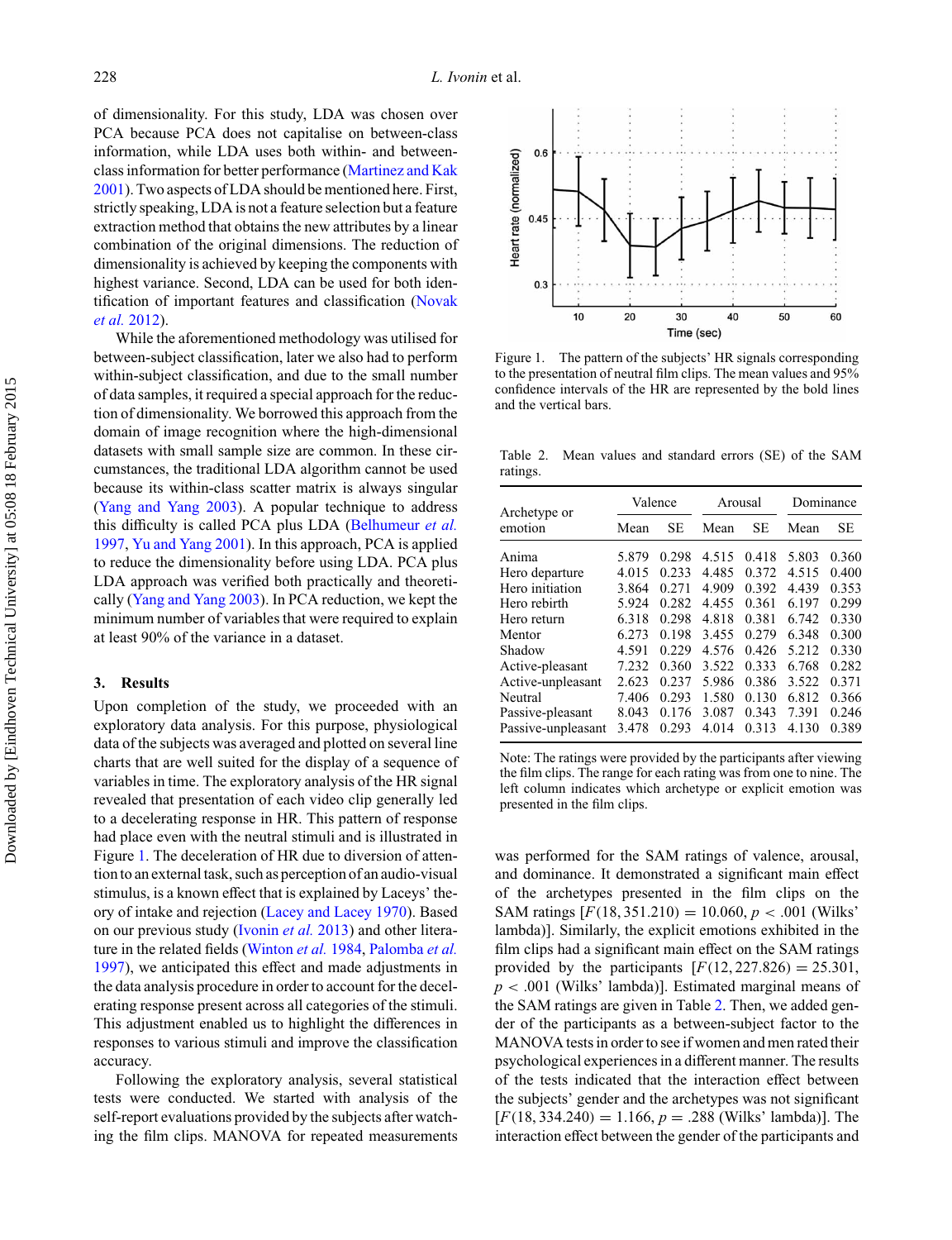of dimensionality. For this study, LDA was chosen over PCA because PCA does not capitalise on between-class information, while LDA uses both within- and between-class information for better performance (Martinez and Kak 2001). Two aspects of LDA should be mentioned here. First, strictly speaking, LDA is not a feature selection but a feature extraction method that obtains the new attributes by a linear combination of the original dimensions. The reduction of dimensionality is achieved by keeping the components with highest variance. Second, LDA can be used for both identification of important features and classification (Novak *et al.* 2012).

While the aforementioned methodology was utilised for between-subject classification, later we also had to perform within-subject classification, and due to the small number of data samples, it required a special approach for the reduction of dimensionality. We borrowed this approach from the domain of image recognition where the high-dimensional datasets with small sample size are common. In these circumstances, the traditional LDA algorithm cannot be used because its within-class scatter matrix is always singular (Yang and Yang 2003). A popular technique to address this difficulty is called PCA plus LDA (Belhumeur *et al.* 1997, Yu and Yang 2001). In this approach, PCA is applied to reduce the dimensionality before using LDA. PCA plus LDA approach was verified both practically and theoretically (Yang and Yang 2003). In PCA reduction, we kept the minimum number of variables that were required to explain at least 90% of the variance in a dataset.

## 3. Results

Upon completion of the study, we proceeded with an exploratory data analysis. For this purpose, physiological data of the subjects was averaged and plotted on several line charts that are well suited for the display of a sequence of variables in time. The exploratory analysis of the HR signal revealed that presentation of each video clip generally led to a decelerating response in HR. This pattern of response had place even with the neutral stimuli and is illustrated in Figure 1. The deceleration of HR due to diversion of attention to an external task, such as perception of an audio-visual stimulus, is a known effect that is explained by Laceys' theory of intake and rejection (Lacey and Lacey 1970). Based on our previous study (Ivonin *et al.* 2013) and other literature in the related fields (Winton *et al.* 1984, Palomba *et al.* 1997), we anticipated this effect and made adjustments in the data analysis procedure in order to account for the decelerating response present across all categories of the stimuli. This adjustment enabled us to highlight the differences in responses to various stimuli and improve the classification accuracy.

Following the exploratory analysis, several statistical tests were conducted. We started with analysis of the self-report evaluations provided by the subjects after watching the film clips. MANOVA for repeated measurements was performed for the SAM ratings of valence, arousal, and dominance. It demonstrated a significant main effect of the archetypes presented in the film clips on the SAM ratings [$F(18, 351.210) = 10.060$, $p < .001$ (Wilks' lambda)]. Similarly, the explicit emotions exhibited in the film clips had a significant main effect on the SAM ratings provided by the participants [$F(12, 227.826) = 25.301$, $p < .001$ (Wilks' lambda)]. Estimated marginal means of the SAM ratings are given in Table 2. Then, we added gender of the participants as a between-subject factor to the MANOVA tests in order to see if women and men rated their psychological experiences in a different manner. The results of the tests indicated that the interaction effect between the subjects' gender and the archetypes was not significant [$F(18, 334.240) = 1.166$, $p = .288$ (Wilks' lambda)]. The interaction effect between the gender of the participants and

Figure 1. The pattern of the subjects' HR signals corresponding to the presentation of neutral film clips. The mean values and 95% confidence intervals of the HR are represented by the bold lines and the vertical bars.

Table 2. Mean values and standard errors (SE) of the SAM ratings.

| Archetype or emotion | Valence | | Arousal | | Dominance | |
|---|---|---|---|---|---|---|
| | Mean | SE | Mean | SE | Mean | SE |
| Anima | 5.879 | 0.298 | 4.515 | 0.418 | 5.803 | 0.360 |
| Hero departure | 4.015 | 0.233 | 4.485 | 0.372 | 4.515 | 0.400 |
| Hero initiation | 3.864 | 0.271 | 4.909 | 0.392 | 4.439 | 0.353 |
| Hero rebirth | 5.924 | 0.282 | 4.455 | 0.361 | 6.197 | 0.299 |
| Hero return | 6.318 | 0.298 | 4.818 | 0.381 | 6.742 | 0.330 |
| Mentor | 6.273 | 0.198 | 3.455 | 0.279 | 6.348 | 0.300 |
| Shadow | 4.591 | 0.229 | 4.576 | 0.426 | 5.212 | 0.330 |
| Active-pleasant | 7.232 | 0.360 | 3.522 | 0.333 | 6.768 | 0.282 |
| Active-unpleasant | 2.623 | 0.237 | 5.986 | 0.386 | 3.522 | 0.371 |
| Neutral | 7.406 | 0.293 | 1.580 | 0.130 | 6.812 | 0.366 |
| Passive-pleasant | 8.043 | 0.176 | 3.087 | 0.343 | 7.391 | 0.246 |
| Passive-unpleasant | 3.478 | 0.293 | 4.014 | 0.313 | 4.130 | 0.389 |

Note: The ratings were provided by the participants after viewing the film clips. The range for each rating was from one to nine. The left column indicates which archetype or explicit emotion was presented in the film clips.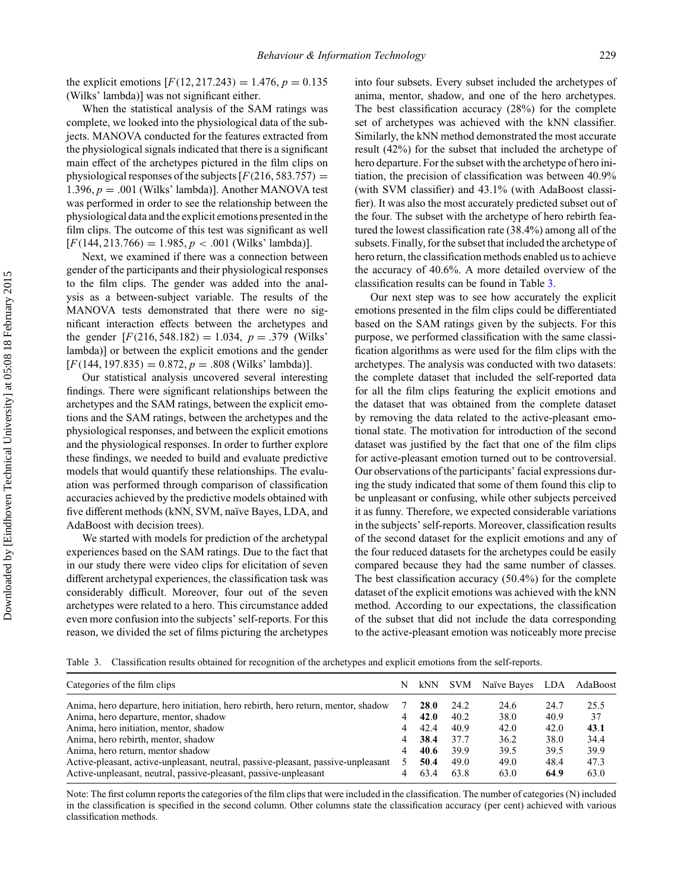the explicit emotions [$F(12, 217.243) = 1.476$, $p = 0.135$ (Wilks' lambda)] was not significant either.

When the statistical analysis of the SAM ratings was complete, we looked into the physiological data of the subjects. MANOVA conducted for the features extracted from the physiological signals indicated that there is a significant main effect of the archetypes pictured in the film clips on physiological responses of the subjects [$F(216, 583.757) = 1.396$, $p = .001$ (Wilks' lambda)]. Another MANOVA test was performed in order to see the relationship between the physiological data and the explicit emotions presented in the film clips. The outcome of this test was significant as well [$F(144, 213.766) = 1.985$, $p < .001$ (Wilks' lambda)].

Next, we examined if there was a connection between gender of the participants and their physiological responses to the film clips. The gender was added into the analysis as a between-subject variable. The results of the MANOVA tests demonstrated that there were no significant interaction effects between the archetypes and the gender [$F(216, 548.182) = 1.034$, $p = .379$ (Wilks' lambda)] or between the explicit emotions and the gender [$F(144, 197.835) = 0.872$, $p = .808$ (Wilks' lambda)].

Our statistical analysis uncovered several interesting findings. There were significant relationships between the archetypes and the SAM ratings, between the explicit emotions and the SAM ratings, between the archetypes and the physiological responses, and between the explicit emotions and the physiological responses. In order to further explore these findings, we needed to build and evaluate predictive models that would quantify these relationships. The evaluation was performed through comparison of classification accuracies achieved by the predictive models obtained with five different methods (kNN, SVM, naïve Bayes, LDA, and AdaBoost with decision trees).

We started with models for prediction of the archetypal experiences based on the SAM ratings. Due to the fact that in our study there were video clips for elicitation of seven different archetypal experiences, the classification task was considerably difficult. Moreover, four out of the seven archetypes were related to a hero. This circumstance added even more confusion into the subjects' self-reports. For this reason, we divided the set of films picturing the archetypes into four subsets. Every subset included the archetypes of anima, mentor, shadow, and one of the hero archetypes. The best classification accuracy (28%) for the complete set of archetypes was achieved with the kNN classifier. Similarly, the kNN method demonstrated the most accurate result (42%) for the subset that included the archetype of hero departure. For the subset with the archetype of hero initiation, the precision of classification was between 40.9% (with SVM classifier) and 43.1% (with AdaBoost classifier). It was also the most accurately predicted subset out of the four. The subset with the archetype of hero rebirth featured the lowest classification rate (38.4%) among all of the subsets. Finally, for the subset that included the archetype of hero return, the classification methods enabled us to achieve the accuracy of 40.6%. A more detailed overview of the classification results can be found in Table 3.

Our next step was to see how accurately the explicit emotions presented in the film clips could be differentiated based on the SAM ratings given by the subjects. For this purpose, we performed classification with the same classification algorithms as were used for the film clips with the archetypes. The analysis was conducted with two datasets: the complete dataset that included the self-reported data for all the film clips featuring the explicit emotions and the dataset that was obtained from the complete dataset by removing the data related to the active-pleasant emotional state. The motivation for introduction of the second dataset was justified by the fact that one of the film clips for active-pleasant emotion turned out to be controversial. Our observations of the participants' facial expressions during the study indicated that some of them found this clip to be unpleasant or confusing, while other subjects perceived it as funny. Therefore, we expected considerable variations in the subjects' self-reports. Moreover, classification results of the second dataset for the explicit emotions and any of the four reduced datasets for the archetypes could be easily compared because they had the same number of classes. The best classification accuracy (50.4%) for the complete dataset of the explicit emotions was achieved with the kNN method. According to our expectations, the classification of the subset that did not include the data corresponding to the active-pleasant emotion was noticeably more precise

Table 3. Classification results obtained for recognition of the archetypes and explicit emotions from the self-reports.

| Categories of the film clips | N | kNN | SVM | Naïve Bayes | LDA | AdaBoost |
|---|---|---|---|---|---|---|
| Anima, hero departure, hero initiation, hero rebirth, hero return, mentor, shadow | 7 | **28.0** | 24.2 | 24.6 | 24.7 | 25.5 |
| Anima, hero departure, mentor, shadow | 4 | **42.0** | 40.2 | 38.0 | 40.9 | 37 |
| Anima, hero initiation, mentor, shadow | 4 | 42.4 | 40.9 | 42.0 | 42.0 | **43.1** |
| Anima, hero rebirth, mentor, shadow | 4 | **38.4** | 37.7 | 36.2 | 38.0 | 34.4 |
| Anima, hero return, mentor shadow | 4 | **40.6** | 39.9 | 39.5 | 39.5 | 39.9 |
| Active-pleasant, active-unpleasant, neutral, passive-pleasant, passive-unpleasant | 5 | **50.4** | 49.0 | 49.0 | 48.4 | 47.3 |
| Active-unpleasant, neutral, passive-pleasant, passive-unpleasant | 4 | 63.4 | 63.8 | 63.0 | **64.9** | 63.0 |

Note: The first column reports the categories of the film clips that were included in the classification. The number of categories (N) included in the classification is specified in the second column. Other columns state the classification accuracy (per cent) achieved with various classification methods.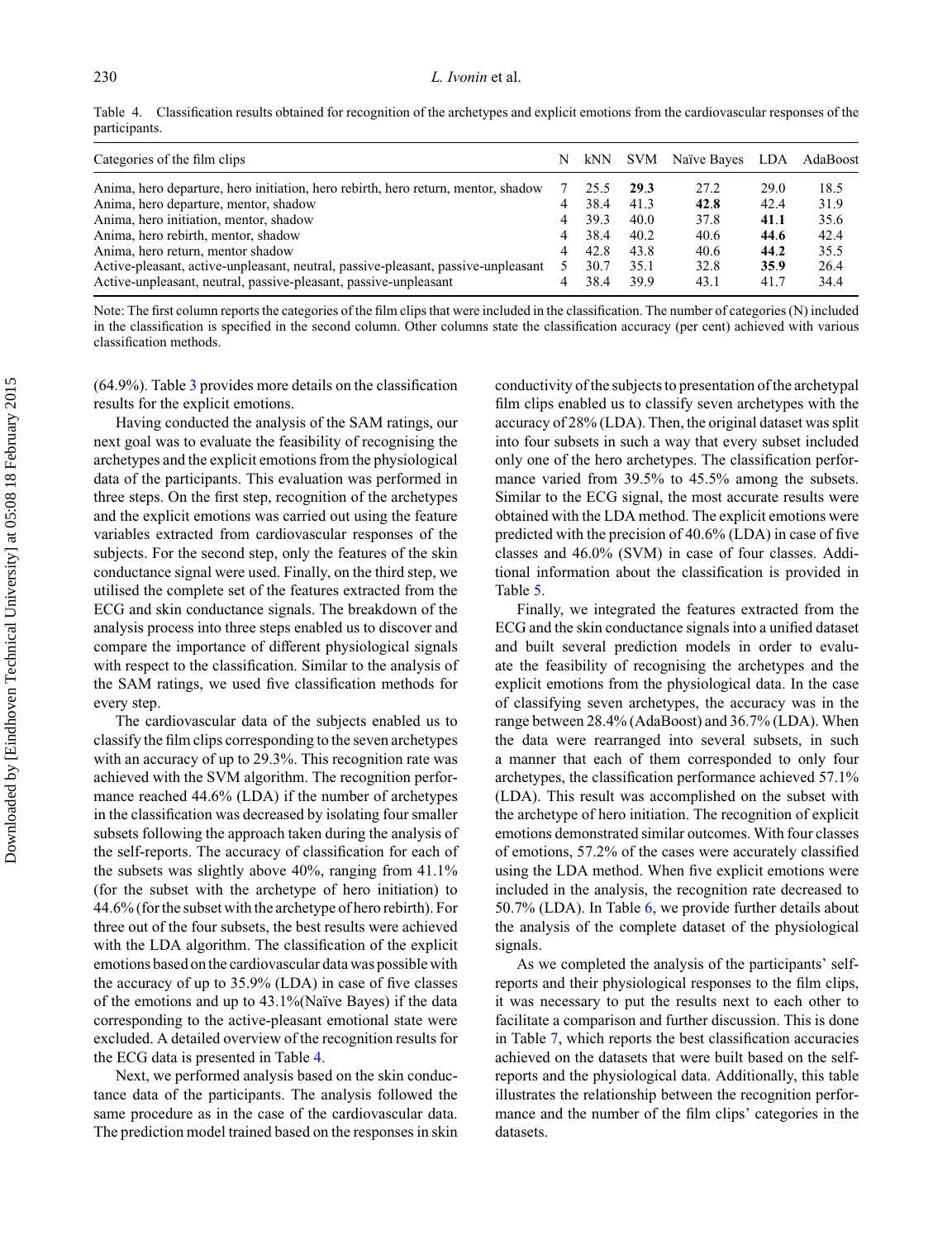Table 4. Classification results obtained for recognition of the archetypes and explicit emotions from the cardiovascular responses of the participants.

| Categories of the film clips | N | kNN | SVM | Naïve Bayes | LDA | AdaBoost |
|---|---|---|---|---|---|---|
| Anima, hero departure, hero initiation, hero rebirth, hero return, mentor, shadow | 7 | 25.5 | **29.3** | 27.2 | 29.0 | 18.5 |
| Anima, hero departure, mentor, shadow | 4 | 38.4 | 41.3 | **42.8** | 42.4 | 31.9 |
| Anima, hero initiation, mentor, shadow | 4 | 39.3 | 40.0 | 37.8 | **41.1** | 35.6 |
| Anima, hero rebirth, mentor, shadow | 4 | 38.4 | 40.2 | 40.6 | **44.6** | 42.4 |
| Anima, hero return, mentor shadow | 4 | 42.8 | 43.8 | 40.6 | **44.2** | 35.5 |
| Active-pleasant, active-unpleasant, neutral, passive-pleasant, passive-unpleasant | 5 | 30.7 | 35.1 | 32.8 | **35.9** | 26.4 |
| Active-unpleasant, neutral, passive-pleasant, passive-unpleasant | 4 | 38.4 | 39.9 | 43.1 | 41.7 | 34.4 |

Note: The first column reports the categories of the film clips that were included in the classification. The number of categories (N) included in the classification is specified in the second column. Other columns state the classification accuracy (per cent) achieved with various classification methods.

(64.9%). Table 3 provides more details on the classification results for the explicit emotions.

Having conducted the analysis of the SAM ratings, our next goal was to evaluate the feasibility of recognising the archetypes and the explicit emotions from the physiological data of the participants. This evaluation was performed in three steps. On the first step, recognition of the archetypes and the explicit emotions was carried out using the feature variables extracted from cardiovascular responses of the subjects. For the second step, only the features of the skin conductance signal were used. Finally, on the third step, we utilised the complete set of the features extracted from the ECG and skin conductance signals. The breakdown of the analysis process into three steps enabled us to discover and compare the importance of different physiological signals with respect to the classification. Similar to the analysis of the SAM ratings, we used five classification methods for every step.

The cardiovascular data of the subjects enabled us to classify the film clips corresponding to the seven archetypes with an accuracy of up to 29.3%. This recognition rate was achieved with the SVM algorithm. The recognition performance reached 44.6% (LDA) if the number of archetypes in the classification was decreased by isolating four smaller subsets following the approach taken during the analysis of the self-reports. The accuracy of classification for each of the subsets was slightly above 40%, ranging from 41.1% (for the subset with the archetype of hero initiation) to 44.6% (for the subset with the archetype of hero rebirth). For three out of the four subsets, the best results were achieved with the LDA algorithm. The classification of the explicit emotions based on the cardiovascular data was possible with the accuracy of up to 35.9% (LDA) in case of five classes of the emotions and up to 43.1%(Naïve Bayes) if the data corresponding to the active-pleasant emotional state were excluded. A detailed overview of the recognition results for the ECG data is presented in Table 4.

Next, we performed analysis based on the skin conductance data of the participants. The analysis followed the same procedure as in the case of the cardiovascular data. The prediction model trained based on the responses in skin conductivity of the subjects to presentation of the archetypal film clips enabled us to classify seven archetypes with the accuracy of 28% (LDA). Then, the original dataset was split into four subsets in such a way that every subset included only one of the hero archetypes. The classification performance varied from 39.5% to 45.5% among the subsets. Similar to the ECG signal, the most accurate results were obtained with the LDA method. The explicit emotions were predicted with the precision of 40.6% (LDA) in case of five classes and 46.0% (SVM) in case of four classes. Additional information about the classification is provided in Table 5.

Finally, we integrated the features extracted from the ECG and the skin conductance signals into a unified dataset and built several prediction models in order to evaluate the feasibility of recognising the archetypes and the explicit emotions from the physiological data. In the case of classifying seven archetypes, the accuracy was in the range between 28.4% (AdaBoost) and 36.7% (LDA). When the data were rearranged into several subsets, in such a manner that each of them corresponded to only four archetypes, the classification performance achieved 57.1% (LDA). This result was accomplished on the subset with the archetype of hero initiation. The recognition of explicit emotions demonstrated similar outcomes. With four classes of emotions, 57.2% of the cases were accurately classified using the LDA method. When five explicit emotions were included in the analysis, the recognition rate decreased to 50.7% (LDA). In Table 6, we provide further details about the analysis of the complete dataset of the physiological signals.

As we completed the analysis of the participants' self-reports and their physiological responses to the film clips, it was necessary to put the results next to each other to facilitate a comparison and further discussion. This is done in Table 7, which reports the best classification accuracies achieved on the datasets that were built based on the self-reports and the physiological data. Additionally, this table illustrates the relationship between the recognition performance and the number of the film clips' categories in the datasets.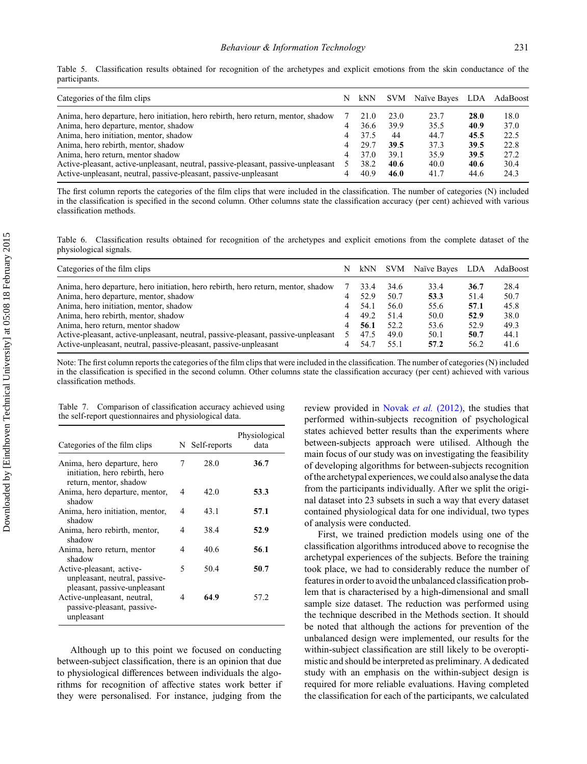Table 5. Classification results obtained for recognition of the archetypes and explicit emotions from the skin conductance of the participants.

| Categories of the film clips | N | kNN | SVM | Naïve Bayes | LDA | AdaBoost |
|---|---|---|---|---|---|---|
| Anima, hero departure, hero initiation, hero rebirth, hero return, mentor, shadow | 7 | 21.0 | 23.0 | 23.7 | **28.0** | 18.0 |
| Anima, hero departure, mentor, shadow | 4 | 36.6 | 39.9 | 35.5 | **40.9** | 37.0 |
| Anima, hero initiation, mentor, shadow | 4 | 37.5 | 44 | 44.7 | **45.5** | 22.5 |
| Anima, hero rebirth, mentor, shadow | 4 | 29.7 | **39.5** | 37.3 | **39.5** | 22.8 |
| Anima, hero return, mentor shadow | 4 | 37.0 | 39.1 | 35.9 | **39.5** | 27.2 |
| Active-pleasant, active-unpleasant, neutral, passive-pleasant, passive-unpleasant | 5 | 38.2 | **40.6** | 40.0 | **40.6** | 30.4 |
| Active-unpleasant, neutral, passive-pleasant, passive-unpleasant | 4 | 40.9 | **46.0** | 41.7 | 44.6 | 24.3 |

The first column reports the categories of the film clips that were included in the classification. The number of categories (N) included in the classification is specified in the second column. Other columns state the classification accuracy (per cent) achieved with various classification methods.

Table 6. Classification results obtained for recognition of the archetypes and explicit emotions from the complete dataset of the physiological signals.

| Categories of the film clips | N | kNN | SVM | Naïve Bayes | LDA | AdaBoost |
|---|---|---|---|---|---|---|
| Anima, hero departure, hero initiation, hero rebirth, hero return, mentor, shadow | 7 | 33.4 | 34.6 | 33.4 | **36.7** | 28.4 |
| Anima, hero departure, mentor, shadow | 4 | 52.9 | 50.7 | **53.3** | 51.4 | 50.7 |
| Anima, hero initiation, mentor, shadow | 4 | 54.1 | 56.0 | 55.6 | **57.1** | 45.8 |
| Anima, hero rebirth, mentor, shadow | 4 | 49.2 | 51.4 | 50.0 | **52.9** | 38.0 |
| Anima, hero return, mentor shadow | 4 | **56.1** | 52.2 | 53.6 | 52.9 | 49.3 |
| Active-pleasant, active-unpleasant, neutral, passive-pleasant, passive-unpleasant | 5 | 47.5 | 49.0 | 50.1 | **50.7** | 44.1 |
| Active-unpleasant, neutral, passive-pleasant, passive-unpleasant | 4 | 54.7 | 55.1 | **57.2** | 56.2 | 41.6 |

Note: The first column reports the categories of the film clips that were included in the classification. The number of categories (N) included in the classification is specified in the second column. Other columns state the classification accuracy (per cent) achieved with various classification methods.

Table 7. Comparison of classification accuracy achieved using the self-report questionnaires and physiological data.

| Categories of the film clips | N | Self-reports | Physiological data |
|---|---|---|---|
| Anima, hero departure, hero initiation, hero rebirth, hero return, mentor, shadow | 7 | 28.0 | **36.7** |
| Anima, hero departure, mentor, shadow | 4 | 42.0 | **53.3** |
| Anima, hero initiation, mentor, shadow | 4 | 43.1 | **57.1** |
| Anima, hero rebirth, mentor, shadow | 4 | 38.4 | **52.9** |
| Anima, hero return, mentor shadow | 4 | 40.6 | **56.1** |
| Active-pleasant, active-unpleasant, neutral, passive-pleasant, passive-unpleasant | 5 | 50.4 | **50.7** |
| Active-unpleasant, neutral, passive-pleasant, passive-unpleasant | 4 | **64.9** | 57.2 |

Although up to this point we focused on conducting between-subject classification, there is an opinion that due to physiological differences between individuals the algorithms for recognition of affective states work better if they were personalised. For instance, judging from the review provided in Novak *et al.* (2012), the studies that performed within-subjects recognition of psychological states achieved better results than the experiments where between-subjects approach were utilised. Although the main focus of our study was on investigating the feasibility of developing algorithms for between-subjects recognition of the archetypal experiences, we could also analyse the data from the participants individually. After we split the original dataset into 23 subsets in such a way that every dataset contained physiological data for one individual, two types of analysis were conducted.

First, we trained prediction models using one of the classification algorithms introduced above to recognise the archetypal experiences of the subjects. Before the training took place, we had to considerably reduce the number of features in order to avoid the unbalanced classification problem that is characterised by a high-dimensional and small sample size dataset. The reduction was performed using the technique described in the Methods section. It should be noted that although the actions for prevention of the unbalanced design were implemented, our results for the within-subject classification are still likely to be overoptimistic and should be interpreted as preliminary. A dedicated study with an emphasis on the within-subject design is required for more reliable evaluations. Having completed the classification for each of the participants, we calculated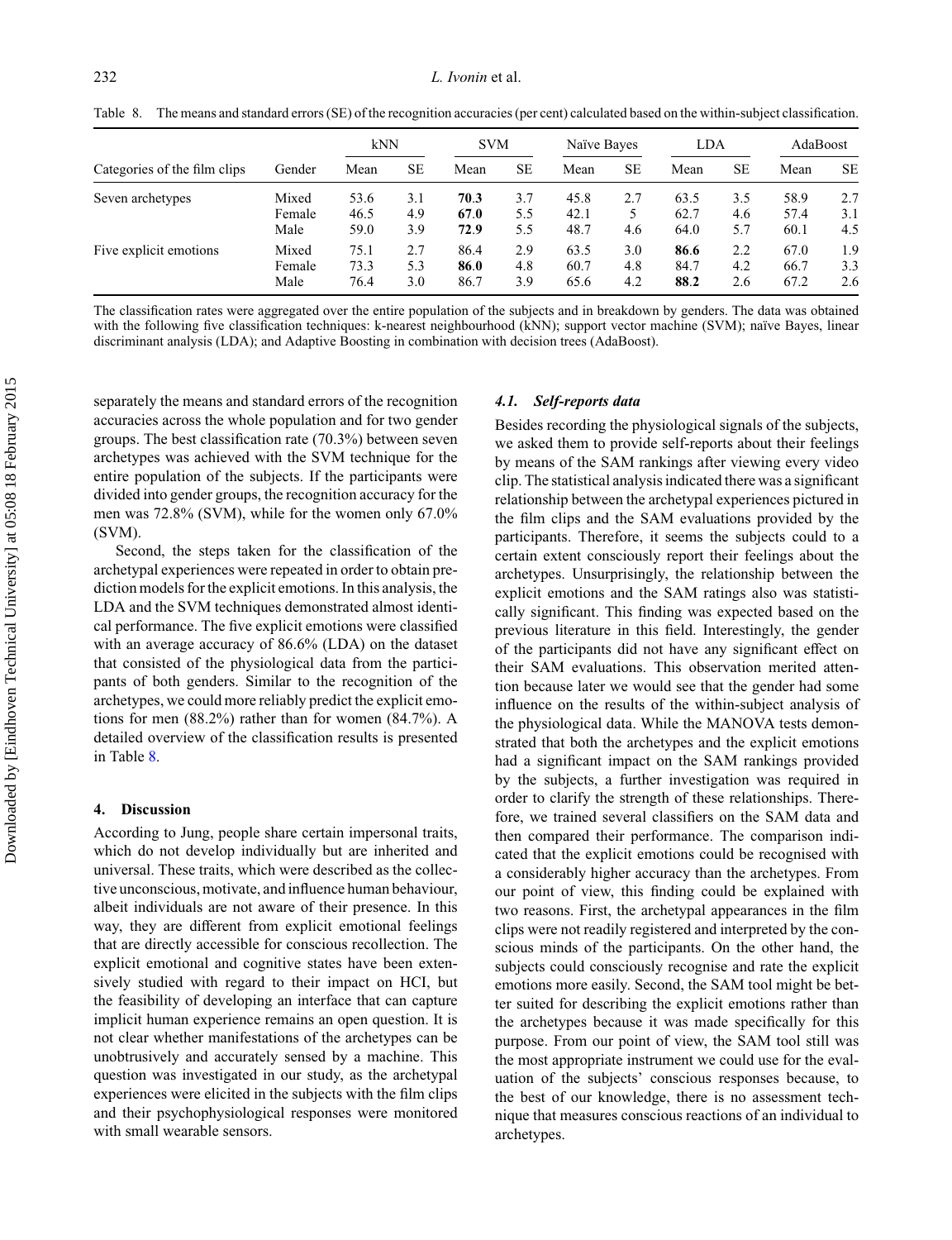Table 8. The means and standard errors (SE) of the recognition accuracies (per cent) calculated based on the within-subject classification.

| Categories of the film clips | Gender | kNN | | SVM | | Naïve Bayes | | LDA | | AdaBoost | |
|---|---|---|---|---|---|---|---|---|---|---|---|
| | | Mean | SE | Mean | SE | Mean | SE | Mean | SE | Mean | SE |
| Seven archetypes | Mixed | 53.6 | 3.1 | **70.3** | 3.7 | 45.8 | 2.7 | 63.5 | 3.5 | 58.9 | 2.7 |
| | Female | 46.5 | 4.9 | **67.0** | 5.5 | 42.1 | 5 | 62.7 | 4.6 | 57.4 | 3.1 |
| | Male | 59.0 | 3.9 | **72.9** | 5.5 | 48.7 | 4.6 | 64.0 | 5.7 | 60.1 | 4.5 |
| Five explicit emotions | Mixed | 75.1 | 2.7 | 86.4 | 2.9 | 63.5 | 3.0 | **86.6** | 2.2 | 67.0 | 1.9 |
| | Female | 73.3 | 5.3 | **86.0** | 4.8 | 60.7 | 4.8 | 84.7 | 4.2 | 66.7 | 3.3 |
| | Male | 76.4 | 3.0 | 86.7 | 3.9 | 65.6 | 4.2 | **88.2** | 2.6 | 67.2 | 2.6 |

The classification rates were aggregated over the entire population of the subjects and in breakdown by genders. The data was obtained with the following five classification techniques: k-nearest neighbourhood (kNN); support vector machine (SVM); naïve Bayes, linear discriminant analysis (LDA); and Adaptive Boosting in combination with decision trees (AdaBoost).

separately the means and standard errors of the recognition accuracies across the whole population and for two gender groups. The best classification rate (70.3%) between seven archetypes was achieved with the SVM technique for the entire population of the subjects. If the participants were divided into gender groups, the recognition accuracy for the men was 72.8% (SVM), while for the women only 67.0% (SVM).

Second, the steps taken for the classification of the archetypal experiences were repeated in order to obtain prediction models for the explicit emotions. In this analysis, the LDA and the SVM techniques demonstrated almost identical performance. The five explicit emotions were classified with an average accuracy of 86.6% (LDA) on the dataset that consisted of the physiological data from the participants of both genders. Similar to the recognition of the archetypes, we could more reliably predict the explicit emotions for men (88.2%) rather than for women (84.7%). A detailed overview of the classification results is presented in Table 8.

## 4. Discussion

According to Jung, people share certain impersonal traits, which do not develop individually but are inherited and universal. These traits, which were described as the collective unconscious, motivate, and influence human behaviour, albeit individuals are not aware of their presence. In this way, they are different from explicit emotional feelings that are directly accessible for conscious recollection. The explicit emotional and cognitive states have been extensively studied with regard to their impact on HCI, but the feasibility of developing an interface that can capture implicit human experience remains an open question. It is not clear whether manifestations of the archetypes can be unobtrusively and accurately sensed by a machine. This question was investigated in our study, as the archetypal experiences were elicited in the subjects with the film clips and their psychophysiological responses were monitored with small wearable sensors.

### *4.1. Self-reports data*

Besides recording the physiological signals of the subjects, we asked them to provide self-reports about their feelings by means of the SAM rankings after viewing every video clip. The statistical analysis indicated there was a significant relationship between the archetypal experiences pictured in the film clips and the SAM evaluations provided by the participants. Therefore, it seems the subjects could to a certain extent consciously report their feelings about the archetypes. Unsurprisingly, the relationship between the explicit emotions and the SAM ratings also was statistically significant. This finding was expected based on the previous literature in this field. Interestingly, the gender of the participants did not have any significant effect on their SAM evaluations. This observation merited attention because later we would see that the gender had some influence on the results of the within-subject analysis of the physiological data. While the MANOVA tests demonstrated that both the archetypes and the explicit emotions had a significant impact on the SAM rankings provided by the subjects, a further investigation was required in order to clarify the strength of these relationships. Therefore, we trained several classifiers on the SAM data and then compared their performance. The comparison indicated that the explicit emotions could be recognised with a considerably higher accuracy than the archetypes. From our point of view, this finding could be explained with two reasons. First, the archetypal appearances in the film clips were not readily registered and interpreted by the conscious minds of the participants. On the other hand, the subjects could consciously recognise and rate the explicit emotions more easily. Second, the SAM tool might be better suited for describing the explicit emotions rather than the archetypes because it was made specifically for this purpose. From our point of view, the SAM tool still was the most appropriate instrument we could use for the evaluation of the subjects' conscious responses because, to the best of our knowledge, there is no assessment technique that measures conscious reactions of an individual to archetypes.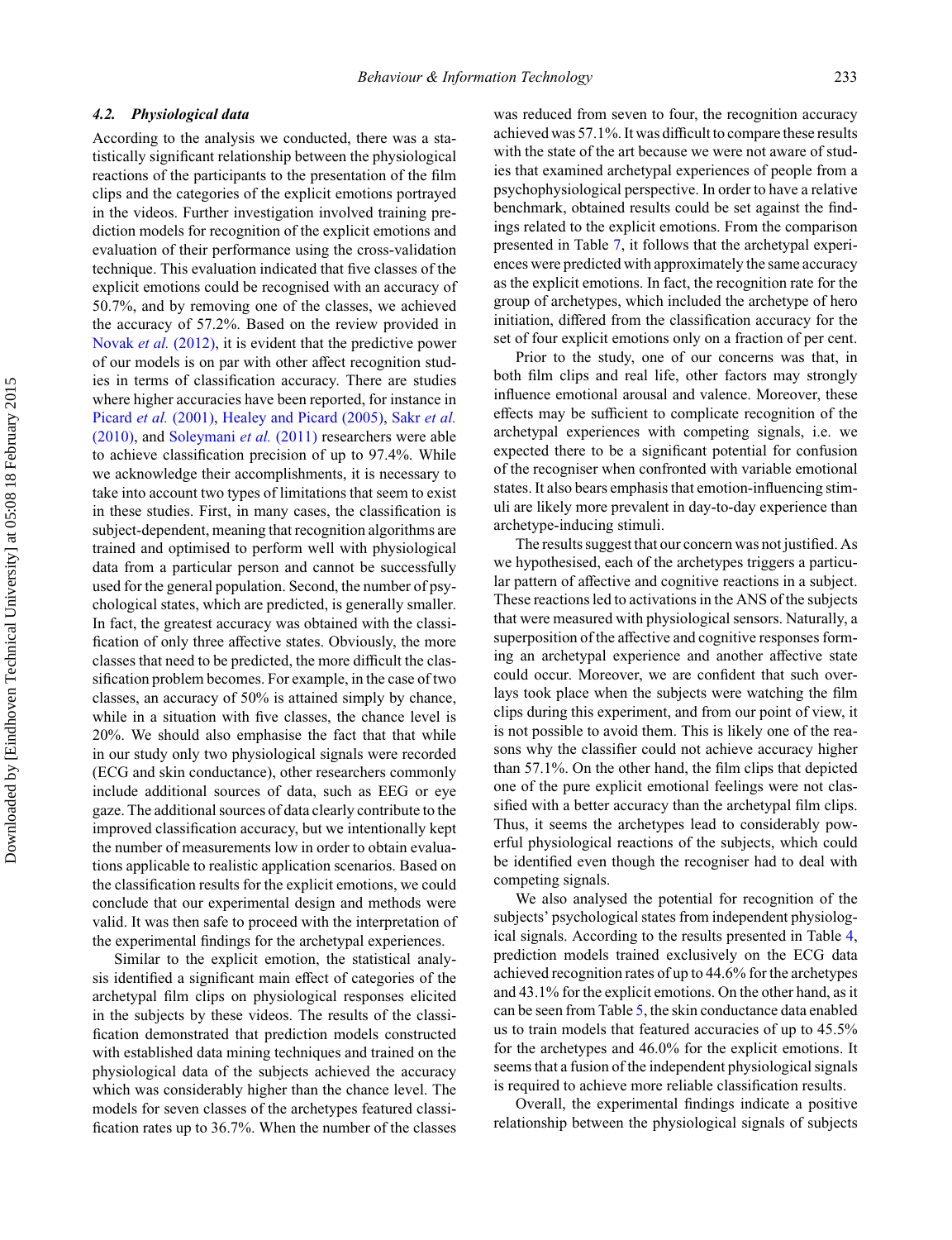### 4.2. Physiological data

According to the analysis we conducted, there was a statistically significant relationship between the physiological reactions of the participants to the presentation of the film clips and the categories of the explicit emotions portrayed in the videos. Further investigation involved training prediction models for recognition of the explicit emotions and evaluation of their performance using the cross-validation technique. This evaluation indicated that five classes of the explicit emotions could be recognised with an accuracy of 50.7%, and by removing one of the classes, we achieved the accuracy of 57.2%. Based on the review provided in Novak *et al.* (2012), it is evident that the predictive power of our models is on par with other affect recognition studies in terms of classification accuracy. There are studies where higher accuracies have been reported, for instance in Picard *et al.* (2001), Healey and Picard (2005), Sakr *et al.* (2010), and Soleymani *et al.* (2011) researchers were able to achieve classification precision of up to 97.4%. While we acknowledge their accomplishments, it is necessary to take into account two types of limitations that seem to exist in these studies. First, in many cases, the classification is subject-dependent, meaning that recognition algorithms are trained and optimised to perform well with physiological data from a particular person and cannot be successfully used for the general population. Second, the number of psychological states, which are predicted, is generally smaller. In fact, the greatest accuracy was obtained with the classification of only three affective states. Obviously, the more classes that need to be predicted, the more difficult the classification problem becomes. For example, in the case of two classes, an accuracy of 50% is attained simply by chance, while in a situation with five classes, the chance level is 20%. We should also emphasise the fact that that while in our study only two physiological signals were recorded (ECG and skin conductance), other researchers commonly include additional sources of data, such as EEG or eye gaze. The additional sources of data clearly contribute to the improved classification accuracy, but we intentionally kept the number of measurements low in order to obtain evaluations applicable to realistic application scenarios. Based on the classification results for the explicit emotions, we could conclude that our experimental design and methods were valid. It was then safe to proceed with the interpretation of the experimental findings for the archetypal experiences.

Similar to the explicit emotion, the statistical analysis identified a significant main effect of categories of the archetypal film clips on physiological responses elicited in the subjects by these videos. The results of the classification demonstrated that prediction models constructed with established data mining techniques and trained on the physiological data of the subjects achieved the accuracy which was considerably higher than the chance level. The models for seven classes of the archetypes featured classification rates up to 36.7%. When the number of the classes was reduced from seven to four, the recognition accuracy achieved was 57.1%. It was difficult to compare these results with the state of the art because we were not aware of studies that examined archetypal experiences of people from a psychophysiological perspective. In order to have a relative benchmark, obtained results could be set against the findings related to the explicit emotions. From the comparison presented in Table 7, it follows that the archetypal experiences were predicted with approximately the same accuracy as the explicit emotions. In fact, the recognition rate for the group of archetypes, which included the archetype of hero initiation, differed from the classification accuracy for the set of four explicit emotions only on a fraction of per cent.

Prior to the study, one of our concerns was that, in both film clips and real life, other factors may strongly influence emotional arousal and valence. Moreover, these effects may be sufficient to complicate recognition of the archetypal experiences with competing signals, i.e. we expected there to be a significant potential for confusion of the recogniser when confronted with variable emotional states. It also bears emphasis that emotion-influencing stimuli are likely more prevalent in day-to-day experience than archetype-inducing stimuli.

The results suggest that our concern was not justified. As we hypothesised, each of the archetypes triggers a particular pattern of affective and cognitive reactions in a subject. These reactions led to activations in the ANS of the subjects that were measured with physiological sensors. Naturally, a superposition of the affective and cognitive responses forming an archetypal experience and another affective state could occur. Moreover, we are confident that such overlays took place when the subjects were watching the film clips during this experiment, and from our point of view, it is not possible to avoid them. This is likely one of the reasons why the classifier could not achieve accuracy higher than 57.1%. On the other hand, the film clips that depicted one of the pure explicit emotional feelings were not classified with a better accuracy than the archetypal film clips. Thus, it seems the archetypes lead to considerably powerful physiological reactions of the subjects, which could be identified even though the recogniser had to deal with competing signals.

We also analysed the potential for recognition of the subjects' psychological states from independent physiological signals. According to the results presented in Table 4, prediction models trained exclusively on the ECG data achieved recognition rates of up to 44.6% for the archetypes and 43.1% for the explicit emotions. On the other hand, as it can be seen from Table 5, the skin conductance data enabled us to train models that featured accuracies of up to 45.5% for the archetypes and 46.0% for the explicit emotions. It seems that a fusion of the independent physiological signals is required to achieve more reliable classification results.

Overall, the experimental findings indicate a positive relationship between the physiological signals of subjects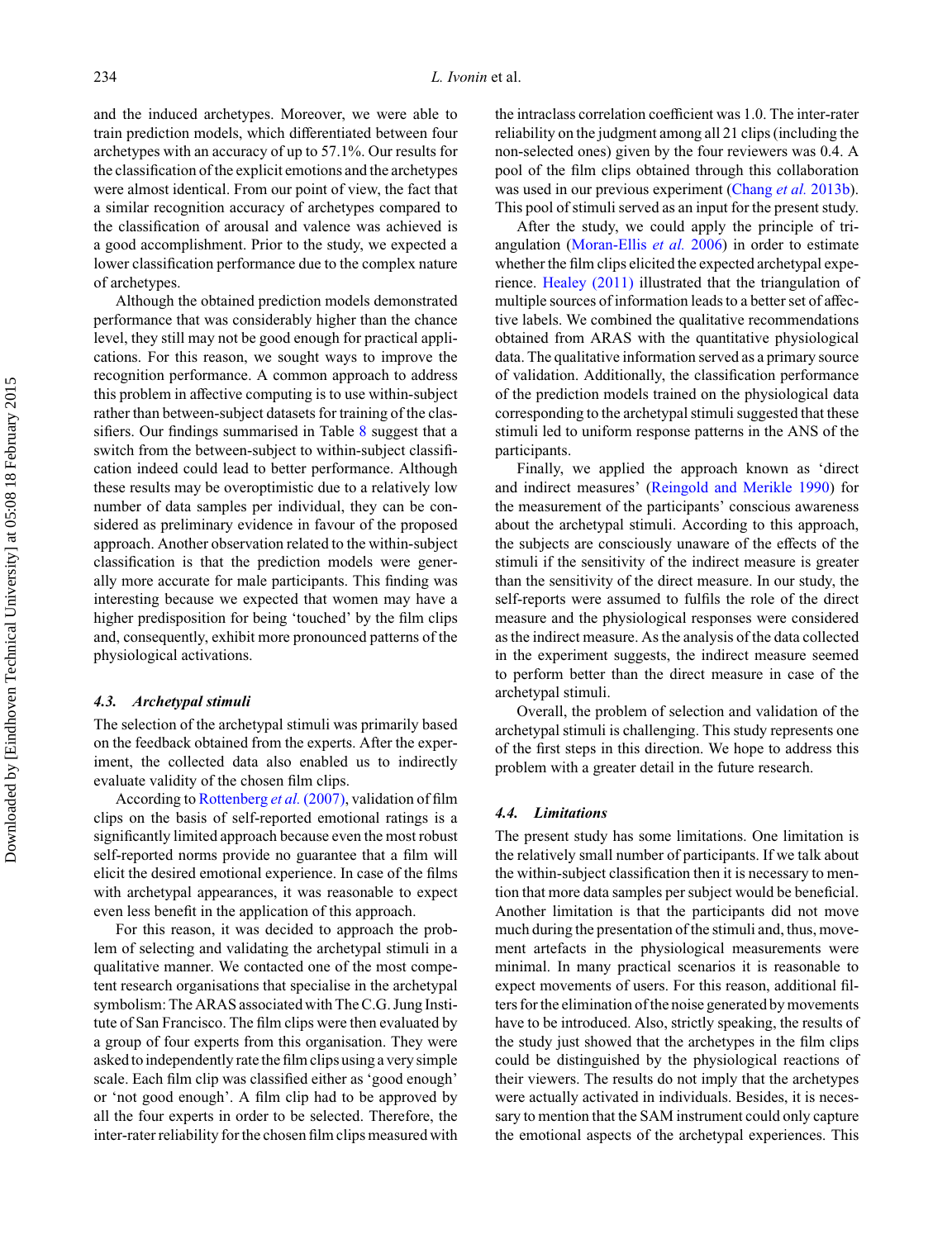and the induced archetypes. Moreover, we were able to train prediction models, which differentiated between four archetypes with an accuracy of up to 57.1%. Our results for the classification of the explicit emotions and the archetypes were almost identical. From our point of view, the fact that a similar recognition accuracy of archetypes compared to the classification of arousal and valence was achieved is a good accomplishment. Prior to the study, we expected a lower classification performance due to the complex nature of archetypes.

Although the obtained prediction models demonstrated performance that was considerably higher than the chance level, they still may not be good enough for practical applications. For this reason, we sought ways to improve the recognition performance. A common approach to address this problem in affective computing is to use within-subject rather than between-subject datasets for training of the classifiers. Our findings summarised in Table 8 suggest that a switch from the between-subject to within-subject classification indeed could lead to better performance. Although these results may be overoptimistic due to a relatively low number of data samples per individual, they can be considered as preliminary evidence in favour of the proposed approach. Another observation related to the within-subject classification is that the prediction models were generally more accurate for male participants. This finding was interesting because we expected that women may have a higher predisposition for being 'touched' by the film clips and, consequently, exhibit more pronounced patterns of the physiological activations.

### *4.3. Archetypal stimuli*

The selection of the archetypal stimuli was primarily based on the feedback obtained from the experts. After the experiment, the collected data also enabled us to indirectly evaluate validity of the chosen film clips.

According to Rottenberg *et al.* (2007), validation of film clips on the basis of self-reported emotional ratings is a significantly limited approach because even the most robust self-reported norms provide no guarantee that a film will elicit the desired emotional experience. In case of the films with archetypal appearances, it was reasonable to expect even less benefit in the application of this approach.

For this reason, it was decided to approach the problem of selecting and validating the archetypal stimuli in a qualitative manner. We contacted one of the most competent research organisations that specialise in the archetypal symbolism: The ARAS associated with The C.G. Jung Institute of San Francisco. The film clips were then evaluated by a group of four experts from this organisation. They were asked to independently rate the film clips using a very simple scale. Each film clip was classified either as 'good enough' or 'not good enough'. A film clip had to be approved by all the four experts in order to be selected. Therefore, the inter-rater reliability for the chosen film clips measured with the intraclass correlation coefficient was 1.0. The inter-rater reliability on the judgment among all 21 clips (including the non-selected ones) given by the four reviewers was 0.4. A pool of the film clips obtained through this collaboration was used in our previous experiment (Chang *et al.* 2013b). This pool of stimuli served as an input for the present study.

After the study, we could apply the principle of triangulation (Moran-Ellis *et al.* 2006) in order to estimate whether the film clips elicited the expected archetypal experience. Healey (2011) illustrated that the triangulation of multiple sources of information leads to a better set of affective labels. We combined the qualitative recommendations obtained from ARAS with the quantitative physiological data. The qualitative information served as a primary source of validation. Additionally, the classification performance of the prediction models trained on the physiological data corresponding to the archetypal stimuli suggested that these stimuli led to uniform response patterns in the ANS of the participants.

Finally, we applied the approach known as 'direct and indirect measures' (Reingold and Merikle 1990) for the measurement of the participants' conscious awareness about the archetypal stimuli. According to this approach, the subjects are consciously unaware of the effects of the stimuli if the sensitivity of the indirect measure is greater than the sensitivity of the direct measure. In our study, the self-reports were assumed to fulfils the role of the direct measure and the physiological responses were considered as the indirect measure. As the analysis of the data collected in the experiment suggests, the indirect measure seemed to perform better than the direct measure in case of the archetypal stimuli.

Overall, the problem of selection and validation of the archetypal stimuli is challenging. This study represents one of the first steps in this direction. We hope to address this problem with a greater detail in the future research.

### *4.4. Limitations*

The present study has some limitations. One limitation is the relatively small number of participants. If we talk about the within-subject classification then it is necessary to mention that more data samples per subject would be beneficial. Another limitation is that the participants did not move much during the presentation of the stimuli and, thus, movement artefacts in the physiological measurements were minimal. In many practical scenarios it is reasonable to expect movements of users. For this reason, additional filters for the elimination of the noise generated by movements have to be introduced. Also, strictly speaking, the results of the study just showed that the archetypes in the film clips could be distinguished by the physiological reactions of their viewers. The results do not imply that the archetypes were actually activated in individuals. Besides, it is necessary to mention that the SAM instrument could only capture the emotional aspects of the archetypal experiences. This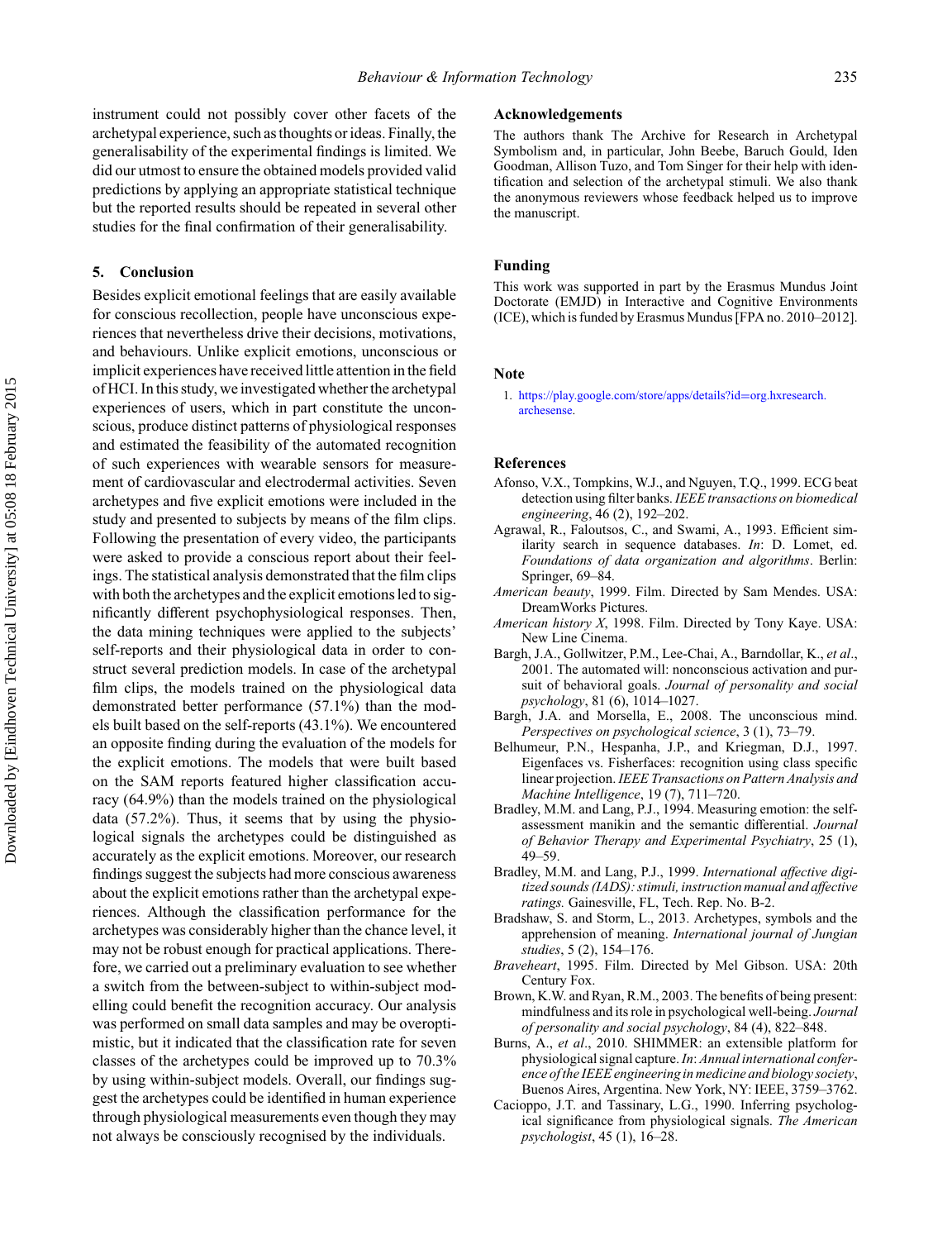instrument could not possibly cover other facets of the archetypal experience, such as thoughts or ideas. Finally, the generalisability of the experimental findings is limited. We did our utmost to ensure the obtained models provided valid predictions by applying an appropriate statistical technique but the reported results should be repeated in several other studies for the final confirmation of their generalisability.

## 5. Conclusion

Besides explicit emotional feelings that are easily available for conscious recollection, people have unconscious experiences that nevertheless drive their decisions, motivations, and behaviours. Unlike explicit emotions, unconscious or implicit experiences have received little attention in the field of HCI. In this study, we investigated whether the archetypal experiences of users, which in part constitute the unconscious, produce distinct patterns of physiological responses and estimated the feasibility of the automated recognition of such experiences with wearable sensors for measurement of cardiovascular and electrodermal activities. Seven archetypes and five explicit emotions were included in the study and presented to subjects by means of the film clips. Following the presentation of every video, the participants were asked to provide a conscious report about their feelings. The statistical analysis demonstrated that the film clips with both the archetypes and the explicit emotions led to significantly different psychophysiological responses. Then, the data mining techniques were applied to the subjects' self-reports and their physiological data in order to construct several prediction models. In case of the archetypal film clips, the models trained on the physiological data demonstrated better performance (57.1%) than the models built based on the self-reports (43.1%). We encountered an opposite finding during the evaluation of the models for the explicit emotions. The models that were built based on the SAM reports featured higher classification accuracy (64.9%) than the models trained on the physiological data (57.2%). Thus, it seems that by using the physiological signals the archetypes could be distinguished as accurately as the explicit emotions. Moreover, our research findings suggest the subjects had more conscious awareness about the explicit emotions rather than the archetypal experiences. Although the classification performance for the archetypes was considerably higher than the chance level, it may not be robust enough for practical applications. Therefore, we carried out a preliminary evaluation to see whether a switch from the between-subject to within-subject modelling could benefit the recognition accuracy. Our analysis was performed on small data samples and may be overoptimistic, but it indicated that the classification rate for seven classes of the archetypes could be improved up to 70.3% by using within-subject models. Overall, our findings suggest the archetypes could be identified in human experience through physiological measurements even though they may not always be consciously recognised by the individuals.

## Acknowledgements

The authors thank The Archive for Research in Archetypal Symbolism and, in particular, John Beebe, Baruch Gould, Iden Goodman, Allison Tuzo, and Tom Singer for their help with identification and selection of the archetypal stimuli. We also thank the anonymous reviewers whose feedback helped us to improve the manuscript.

## Funding

This work was supported in part by the Erasmus Mundus Joint Doctorate (EMJD) in Interactive and Cognitive Environments (ICE), which is funded by Erasmus Mundus [FPA no. 2010–2012].

## Note

1. https://play.google.com/store/apps/details?id=org.hxresearch.archesense.

## References

Afonso, V.X., Tompkins, W.J., and Nguyen, T.Q., 1999. ECG beat detection using filter banks. *IEEE transactions on biomedical engineering*, 46 (2), 192–202.

Agrawal, R., Faloutsos, C., and Swami, A., 1993. Efficient similarity search in sequence databases. *In*: D. Lomet, ed. *Foundations of data organization and algorithms*. Berlin: Springer, 69–84.

*American beauty*, 1999. Film. Directed by Sam Mendes. USA: DreamWorks Pictures.

*American history X*, 1998. Film. Directed by Tony Kaye. USA: New Line Cinema.

Bargh, J.A., Gollwitzer, P.M., Lee-Chai, A., Barndollar, K., *et al*., 2001. The automated will: nonconscious activation and pursuit of behavioral goals. *Journal of personality and social psychology*, 81 (6), 1014–1027.

Bargh, J.A. and Morsella, E., 2008. The unconscious mind. *Perspectives on psychological science*, 3 (1), 73–79.

Belhumeur, P.N., Hespanha, J.P., and Kriegman, D.J., 1997. Eigenfaces vs. Fisherfaces: recognition using class specific linear projection. *IEEE Transactions on Pattern Analysis and Machine Intelligence*, 19 (7), 711–720.

Bradley, M.M. and Lang, P.J., 1994. Measuring emotion: the self-assessment manikin and the semantic differential. *Journal of Behavior Therapy and Experimental Psychiatry*, 25 (1), 49–59.

Bradley, M.M. and Lang, P.J., 1999. *International affective digitized sounds (IADS): stimuli, instruction manual and affective ratings.* Gainesville, FL, Tech. Rep. No. B-2.

Bradshaw, S. and Storm, L., 2013. Archetypes, symbols and the apprehension of meaning. *International journal of Jungian studies*, 5 (2), 154–176.

*Braveheart*, 1995. Film. Directed by Mel Gibson. USA: 20th Century Fox.

Brown, K.W. and Ryan, R.M., 2003. The benefits of being present: mindfulness and its role in psychological well-being. *Journal of personality and social psychology*, 84 (4), 822–848.

Burns, A., *et al*., 2010. SHIMMER: an extensible platform for physiological signal capture. *In*: *Annual international conference of the IEEE engineering in medicine and biology society*, Buenos Aires, Argentina. New York, NY: IEEE, 3759–3762.

Cacioppo, J.T. and Tassinary, L.G., 1990. Inferring psychological significance from physiological signals. *The American psychologist*, 45 (1), 16–28.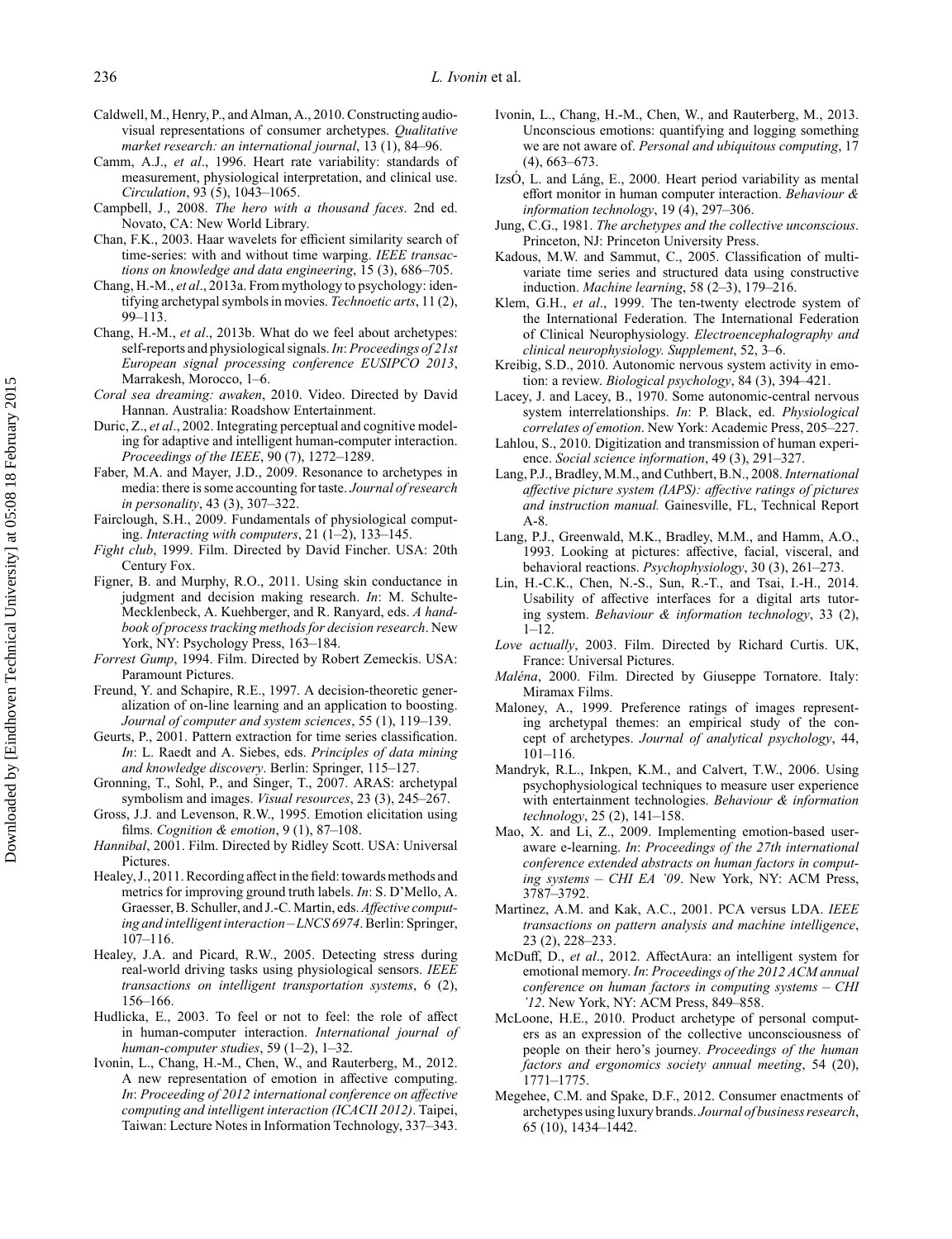Caldwell, M., Henry, P., and Alman, A., 2010. Constructing audio-visual representations of consumer archetypes. *Qualitative market research: an international journal*, 13 (1), 84–96.

Camm, A.J., *et al*., 1996. Heart rate variability: standards of measurement, physiological interpretation, and clinical use. *Circulation*, 93 (5), 1043–1065.

Campbell, J., 2008. *The hero with a thousand faces*. 2nd ed. Novato, CA: New World Library.

Chan, F.K., 2003. Haar wavelets for efficient similarity search of time-series: with and without time warping. *IEEE transactions on knowledge and data engineering*, 15 (3), 686–705.

Chang, H.-M., *et al*., 2013a. From mythology to psychology: identifying archetypal symbols in movies. *Technoetic arts*, 11 (2), 99–113.

Chang, H.-M., *et al*., 2013b. What do we feel about archetypes: self-reports and physiological signals. *In*: *Proceedings of 21st European signal processing conference EUSIPCO 2013*, Marrakesh, Morocco, 1–6.

*Coral sea dreaming: awaken*, 2010. Video. Directed by David Hannan. Australia: Roadshow Entertainment.

Duric, Z., *et al*., 2002. Integrating perceptual and cognitive modeling for adaptive and intelligent human-computer interaction. *Proceedings of the IEEE*, 90 (7), 1272–1289.

Faber, M.A. and Mayer, J.D., 2009. Resonance to archetypes in media: there is some accounting for taste. *Journal of research in personality*, 43 (3), 307–322.

Fairclough, S.H., 2009. Fundamentals of physiological computing. *Interacting with computers*, 21 (1–2), 133–145.

*Fight club*, 1999. Film. Directed by David Fincher. USA: 20th Century Fox.

Figner, B. and Murphy, R.O., 2011. Using skin conductance in judgment and decision making research. *In*: M. Schulte-Mecklenbeck, A. Kuehberger, and R. Ranyard, eds. *A handbook of process tracking methods for decision research*. New York, NY: Psychology Press, 163–184.

*Forrest Gump*, 1994. Film. Directed by Robert Zemeckis. USA: Paramount Pictures.

Freund, Y. and Schapire, R.E., 1997. A decision-theoretic generalization of on-line learning and an application to boosting. *Journal of computer and system sciences*, 55 (1), 119–139.

Geurts, P., 2001. Pattern extraction for time series classification. *In*: L. Raedt and A. Siebes, eds. *Principles of data mining and knowledge discovery*. Berlin: Springer, 115–127.

Gronning, T., Sohl, P., and Singer, T., 2007. ARAS: archetypal symbolism and images. *Visual resources*, 23 (3), 245–267.

Gross, J.J. and Levenson, R.W., 1995. Emotion elicitation using films. *Cognition & emotion*, 9 (1), 87–108.

*Hannibal*, 2001. Film. Directed by Ridley Scott. USA: Universal Pictures.

Healey, J., 2011. Recording affect in the field: towards methods and metrics for improving ground truth labels. *In*: S. D'Mello, A. Graesser, B. Schuller, and J.-C. Martin, eds. *Affective computing and intelligent interaction – LNCS 6974*. Berlin: Springer, 107–116.

Healey, J.A. and Picard, R.W., 2005. Detecting stress during real-world driving tasks using physiological sensors. *IEEE transactions on intelligent transportation systems*, 6 (2), 156–166.

Hudlicka, E., 2003. To feel or not to feel: the role of affect in human-computer interaction. *International journal of human-computer studies*, 59 (1–2), 1–32.

Ivonin, L., Chang, H.-M., Chen, W., and Rauterberg, M., 2012. A new representation of emotion in affective computing. *In*: *Proceeding of 2012 international conference on affective computing and intelligent interaction (ICACII 2012)*. Taipei, Taiwan: Lecture Notes in Information Technology, 337–343.

Ivonin, L., Chang, H.-M., Chen, W., and Rauterberg, M., 2013. Unconscious emotions: quantifying and logging something we are not aware of. *Personal and ubiquitous computing*, 17 (4), 663–673.

IzsÓ, L. and Láng, E., 2000. Heart period variability as mental effort monitor in human computer interaction. *Behaviour & information technology*, 19 (4), 297–306.

Jung, C.G., 1981. *The archetypes and the collective unconscious*. Princeton, NJ: Princeton University Press.

Kadous, M.W. and Sammut, C., 2005. Classification of multivariate time series and structured data using constructive induction. *Machine learning*, 58 (2–3), 179–216.

Klem, G.H., *et al*., 1999. The ten-twenty electrode system of the International Federation. The International Federation of Clinical Neurophysiology. *Electroencephalography and clinical neurophysiology. Supplement*, 52, 3–6.

Kreibig, S.D., 2010. Autonomic nervous system activity in emotion: a review. *Biological psychology*, 84 (3), 394–421.

Lacey, J. and Lacey, B., 1970. Some autonomic-central nervous system interrelationships. *In*: P. Black, ed. *Physiological correlates of emotion*. New York: Academic Press, 205–227.

Lahlou, S., 2010. Digitization and transmission of human experience. *Social science information*, 49 (3), 291–327.

Lang, P.J., Bradley, M.M., and Cuthbert, B.N., 2008. *International affective picture system (IAPS): affective ratings of pictures and instruction manual.* Gainesville, FL, Technical Report A-8.

Lang, P.J., Greenwald, M.K., Bradley, M.M., and Hamm, A.O., 1993. Looking at pictures: affective, facial, visceral, and behavioral reactions. *Psychophysiology*, 30 (3), 261–273.

Lin, H.-C.K., Chen, N.-S., Sun, R.-T., and Tsai, I.-H., 2014. Usability of affective interfaces for a digital arts tutoring system. *Behaviour & information technology*, 33 (2), 1–12.

*Love actually*, 2003. Film. Directed by Richard Curtis. UK, France: Universal Pictures.

*Maléna*, 2000. Film. Directed by Giuseppe Tornatore. Italy: Miramax Films.

Maloney, A., 1999. Preference ratings of images representing archetypal themes: an empirical study of the concept of archetypes. *Journal of analytical psychology*, 44, 101–116.

Mandryk, R.L., Inkpen, K.M., and Calvert, T.W., 2006. Using psychophysiological techniques to measure user experience with entertainment technologies. *Behaviour & information technology*, 25 (2), 141–158.

Mao, X. and Li, Z., 2009. Implementing emotion-based user-aware e-learning. *In*: *Proceedings of the 27th international conference extended abstracts on human factors in computing systems – CHI EA '09*. New York, NY: ACM Press, 3787–3792.

Martinez, A.M. and Kak, A.C., 2001. PCA versus LDA. *IEEE transactions on pattern analysis and machine intelligence*, 23 (2), 228–233.

McDuff, D., *et al*., 2012. AffectAura: an intelligent system for emotional memory. *In*: *Proceedings of the 2012 ACM annual conference on human factors in computing systems – CHI '12*. New York, NY: ACM Press, 849–858.

McLoone, H.E., 2010. Product archetype of personal computers as an expression of the collective unconsciousness of people on their hero's journey. *Proceedings of the human factors and ergonomics society annual meeting*, 54 (20), 1771–1775.

Megehee, C.M. and Spake, D.F., 2012. Consumer enactments of archetypes using luxury brands. *Journal of business research*, 65 (10), 1434–1442.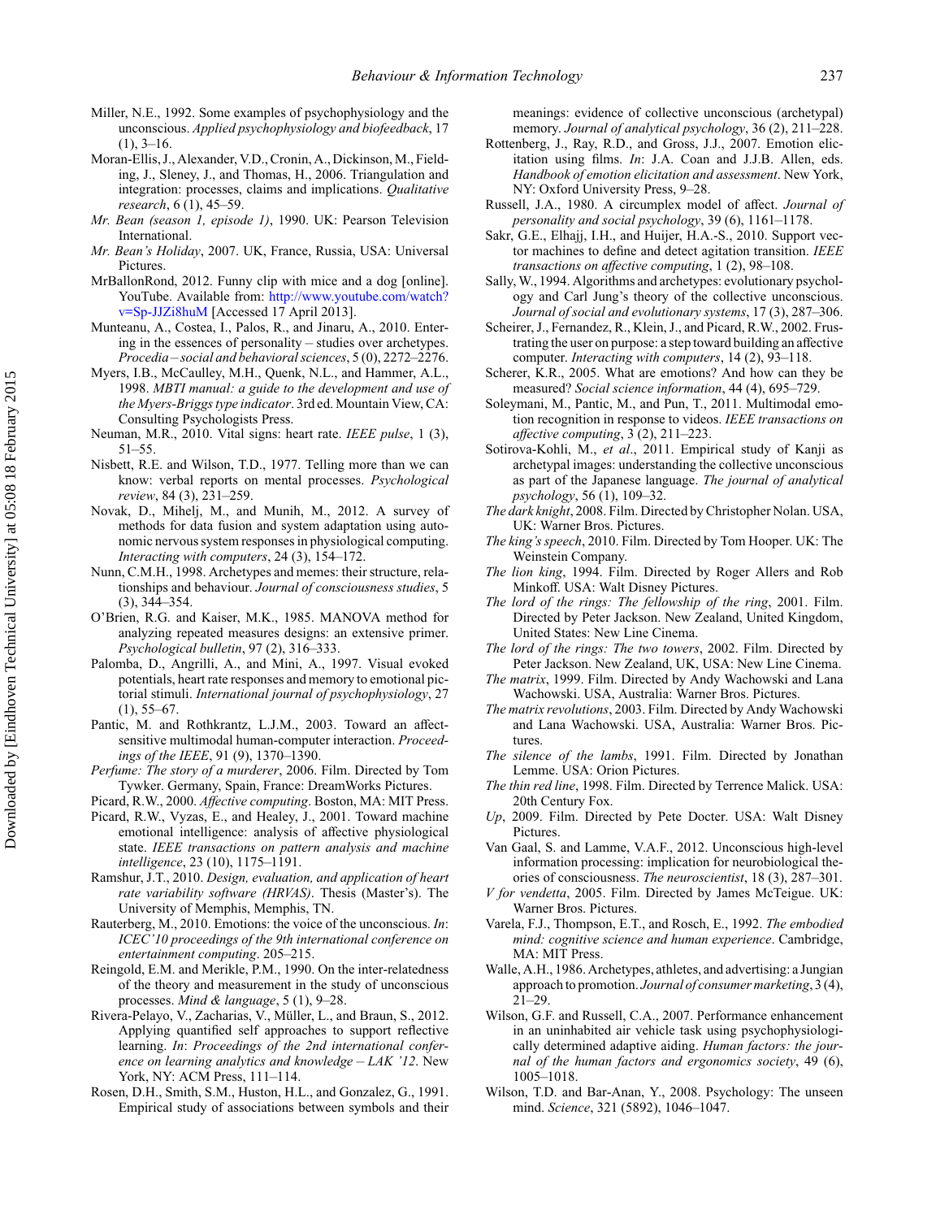Miller, N.E., 1992. Some examples of psychophysiology and the unconscious. *Applied psychophysiology and biofeedback*, 17 (1), 3–16.

Moran-Ellis, J., Alexander, V.D., Cronin, A., Dickinson, M., Fielding, J., Sleney, J., and Thomas, H., 2006. Triangulation and integration: processes, claims and implications. *Qualitative research*, 6 (1), 45–59.

*Mr. Bean (season 1, episode 1)*, 1990. UK: Pearson Television International.

*Mr. Bean's Holiday*, 2007. UK, France, Russia, USA: Universal Pictures.

MrBallonRond, 2012. Funny clip with mice and a dog [online]. YouTube. Available from: http://www.youtube.com/watch?v=Sp-JJZi8huM [Accessed 17 April 2013].

Munteanu, A., Costea, I., Palos, R., and Jinaru, A., 2010. Entering in the essences of personality – studies over archetypes. *Procedia – social and behavioral sciences*, 5 (0), 2272–2276.

Myers, I.B., McCaulley, M.H., Quenk, N.L., and Hammer, A.L., 1998. *MBTI manual: a guide to the development and use of the Myers-Briggs type indicator*. 3rd ed. Mountain View, CA: Consulting Psychologists Press.

Neuman, M.R., 2010. Vital signs: heart rate. *IEEE pulse*, 1 (3), 51–55.

Nisbett, R.E. and Wilson, T.D., 1977. Telling more than we can know: verbal reports on mental processes. *Psychological review*, 84 (3), 231–259.

Novak, D., Mihelj, M., and Munih, M., 2012. A survey of methods for data fusion and system adaptation using autonomic nervous system responses in physiological computing. *Interacting with computers*, 24 (3), 154–172.

Nunn, C.M.H., 1998. Archetypes and memes: their structure, relationships and behaviour. *Journal of consciousness studies*, 5 (3), 344–354.

O'Brien, R.G. and Kaiser, M.K., 1985. MANOVA method for analyzing repeated measures designs: an extensive primer. *Psychological bulletin*, 97 (2), 316–333.

Palomba, D., Angrilli, A., and Mini, A., 1997. Visual evoked potentials, heart rate responses and memory to emotional pictorial stimuli. *International journal of psychophysiology*, 27 (1), 55–67.

Pantic, M. and Rothkrantz, L.J.M., 2003. Toward an affect-sensitive multimodal human-computer interaction. *Proceedings of the IEEE*, 91 (9), 1370–1390.

*Perfume: The story of a murderer*, 2006. Film. Directed by Tom Tywker. Germany, Spain, France: DreamWorks Pictures.

Picard, R.W., 2000. *Affective computing*. Boston, MA: MIT Press.

Picard, R.W., Vyzas, E., and Healey, J., 2001. Toward machine emotional intelligence: analysis of affective physiological state. *IEEE transactions on pattern analysis and machine intelligence*, 23 (10), 1175–1191.

Ramshur, J.T., 2010. *Design, evaluation, and application of heart rate variability software (HRVAS)*. Thesis (Master's). The University of Memphis, Memphis, TN.

Rauterberg, M., 2010. Emotions: the voice of the unconscious. *In*: *ICEC'10 proceedings of the 9th international conference on entertainment computing*. 205–215.

Reingold, E.M. and Merikle, P.M., 1990. On the inter-relatedness of the theory and measurement in the study of unconscious processes. *Mind & language*, 5 (1), 9–28.

Rivera-Pelayo, V., Zacharias, V., Müller, L., and Braun, S., 2012. Applying quantified self approaches to support reflective learning. *In*: *Proceedings of the 2nd international conference on learning analytics and knowledge – LAK '12*. New York, NY: ACM Press, 111–114.

Rosen, D.H., Smith, S.M., Huston, H.L., and Gonzalez, G., 1991. Empirical study of associations between symbols and their meanings: evidence of collective unconscious (archetypal) memory. *Journal of analytical psychology*, 36 (2), 211–228.

Rottenberg, J., Ray, R.D., and Gross, J.J., 2007. Emotion elicitation using films. *In*: J.A. Coan and J.J.B. Allen, eds. *Handbook of emotion elicitation and assessment*. New York, NY: Oxford University Press, 9–28.

Russell, J.A., 1980. A circumplex model of affect. *Journal of personality and social psychology*, 39 (6), 1161–1178.

Sakr, G.E., Elhajj, I.H., and Huijer, H.A.-S., 2010. Support vector machines to define and detect agitation transition. *IEEE transactions on affective computing*, 1 (2), 98–108.

Sally, W., 1994. Algorithms and archetypes: evolutionary psychology and Carl Jung's theory of the collective unconscious. *Journal of social and evolutionary systems*, 17 (3), 287–306.

Scheirer, J., Fernandez, R., Klein, J., and Picard, R.W., 2002. Frustrating the user on purpose: a step toward building an affective computer. *Interacting with computers*, 14 (2), 93–118.

Scherer, K.R., 2005. What are emotions? And how can they be measured? *Social science information*, 44 (4), 695–729.

Soleymani, M., Pantic, M., and Pun, T., 2011. Multimodal emotion recognition in response to videos. *IEEE transactions on affective computing*, 3 (2), 211–223.

Sotirova-Kohli, M., *et al*., 2011. Empirical study of Kanji as archetypal images: understanding the collective unconscious as part of the Japanese language. *The journal of analytical psychology*, 56 (1), 109–32.

*The dark knight*, 2008. Film. Directed by Christopher Nolan. USA, UK: Warner Bros. Pictures.

*The king's speech*, 2010. Film. Directed by Tom Hooper. UK: The Weinstein Company.

*The lion king*, 1994. Film. Directed by Roger Allers and Rob Minkoff. USA: Walt Disney Pictures.

*The lord of the rings: The fellowship of the ring*, 2001. Film. Directed by Peter Jackson. New Zealand, United Kingdom, United States: New Line Cinema.

*The lord of the rings: The two towers*, 2002. Film. Directed by Peter Jackson. New Zealand, UK, USA: New Line Cinema.

*The matrix*, 1999. Film. Directed by Andy Wachowski and Lana Wachowski. USA, Australia: Warner Bros. Pictures.

*The matrix revolutions*, 2003. Film. Directed by Andy Wachowski and Lana Wachowski. USA, Australia: Warner Bros. Pictures.

*The silence of the lambs*, 1991. Film. Directed by Jonathan Lemme. USA: Orion Pictures.

*The thin red line*, 1998. Film. Directed by Terrence Malick. USA: 20th Century Fox.

*Up*, 2009. Film. Directed by Pete Docter. USA: Walt Disney Pictures.

Van Gaal, S. and Lamme, V.A.F., 2012. Unconscious high-level information processing: implication for neurobiological theories of consciousness. *The neuroscientist*, 18 (3), 287–301.

*V for vendetta*, 2005. Film. Directed by James McTeigue. UK: Warner Bros. Pictures.

Varela, F.J., Thompson, E.T., and Rosch, E., 1992. *The embodied mind: cognitive science and human experience*. Cambridge, MA: MIT Press.

Walle, A.H., 1986. Archetypes, athletes, and advertising: a Jungian approach to promotion. *Journal of consumer marketing*, 3 (4), 21–29.

Wilson, G.F. and Russell, C.A., 2007. Performance enhancement in an uninhabited air vehicle task using psychophysiologically determined adaptive aiding. *Human factors: the journal of the human factors and ergonomics society*, 49 (6), 1005–1018.

Wilson, T.D. and Bar-Anan, Y., 2008. Psychology: The unseen mind. *Science*, 321 (5892), 1046–1047.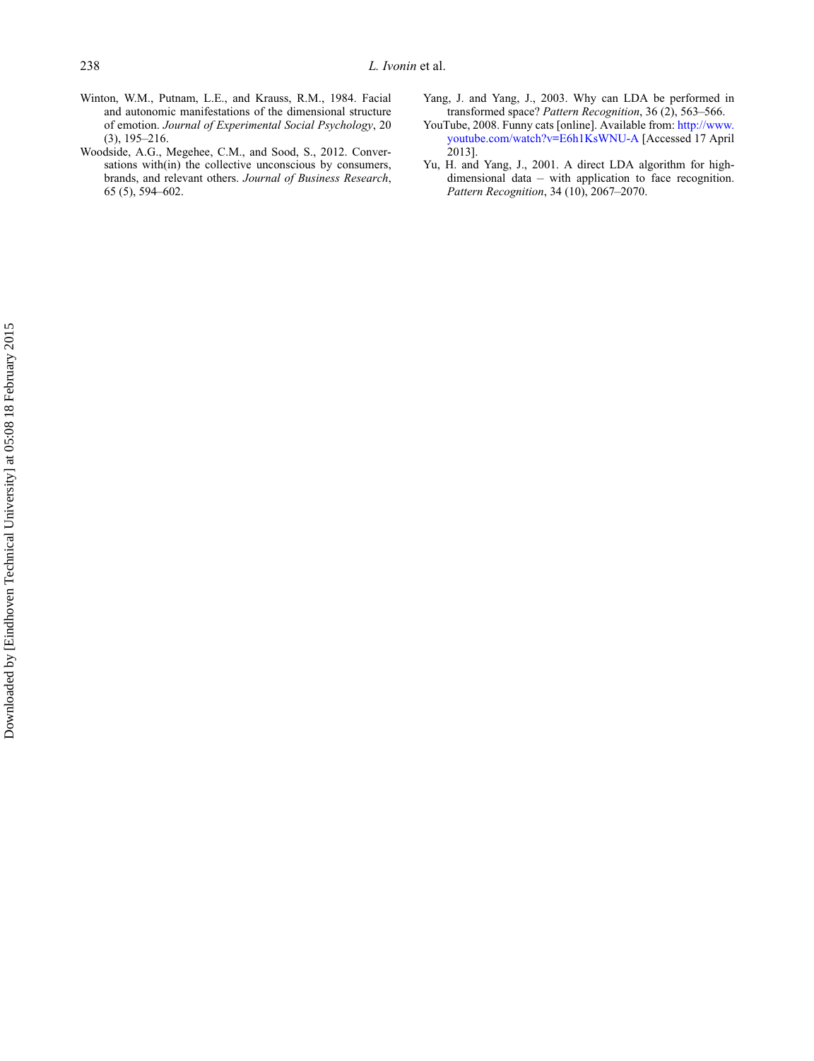Winton, W.M., Putnam, L.E., and Krauss, R.M., 1984. Facial and autonomic manifestations of the dimensional structure of emotion. *Journal of Experimental Social Psychology*, 20 (3), 195–216.

Woodside, A.G., Megehee, C.M., and Sood, S., 2012. Conversations with(in) the collective unconscious by consumers, brands, and relevant others. *Journal of Business Research*, 65 (5), 594–602.

Yang, J. and Yang, J., 2003. Why can LDA be performed in transformed space? *Pattern Recognition*, 36 (2), 563–566.

YouTube, 2008. Funny cats [online]. Available from: http://www.youtube.com/watch?v=E6h1KsWNU-A [Accessed 17 April 2013].

Yu, H. and Yang, J., 2001. A direct LDA algorithm for high-dimensional data – with application to face recognition. *Pattern Recognition*, 34 (10), 2067–2070.